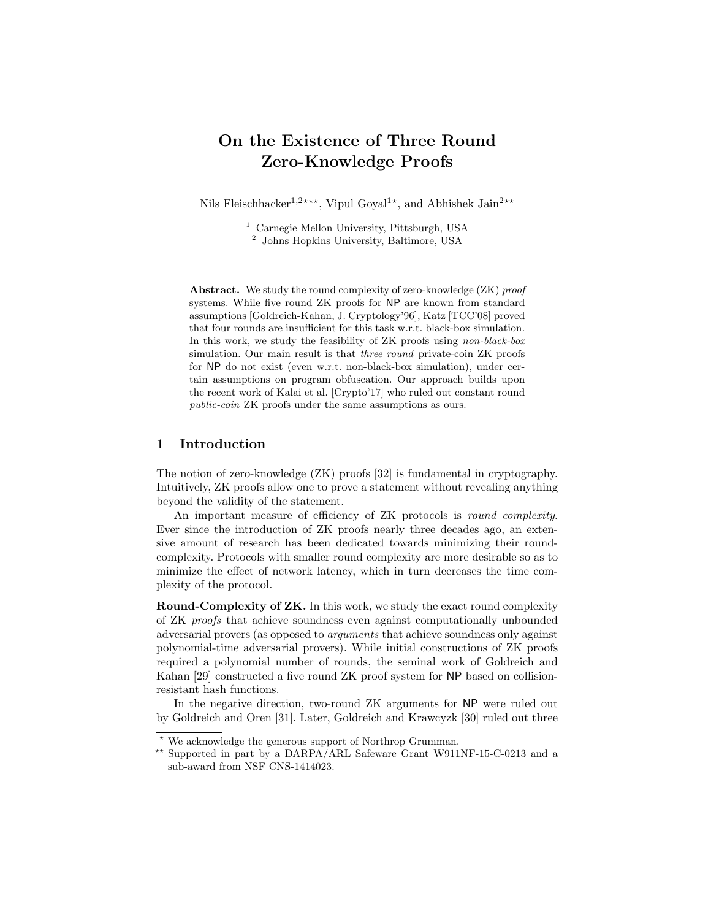# On the Existence of Three Round Zero-Knowledge Proofs

Nils Fleischhacker[1,2***], Vipul Goyal[1*], and Abhishek Jain[2**]

[1] Carnegie Mellon University, Pittsburgh, USA
[2] Johns Hopkins University, Baltimore, USA

**Abstract.** We study the round complexity of zero-knowledge (ZK) *proof* systems. While five round ZK proofs for NP are known from standard assumptions [Goldreich-Kahan, J. Cryptology'96], Katz [TCC'08] proved that four rounds are insufficient for this task w.r.t. black-box simulation. In this work, we study the feasibility of ZK proofs using *non-black-box* simulation. Our main result is that *three round* private-coin ZK proofs for NP do not exist (even w.r.t. non-black-box simulation), under certain assumptions on program obfuscation. Our approach builds upon the recent work of Kalai et al. [Crypto'17] who ruled out constant round *public-coin* ZK proofs under the same assumptions as ours.

## 1 Introduction

The notion of zero-knowledge (ZK) proofs [32] is fundamental in cryptography. Intuitively, ZK proofs allow one to prove a statement without revealing anything beyond the validity of the statement.

An important measure of efficiency of ZK protocols is *round complexity*. Ever since the introduction of ZK proofs nearly three decades ago, an extensive amount of research has been dedicated towards minimizing their round-complexity. Protocols with smaller round complexity are more desirable so as to minimize the effect of network latency, which in turn decreases the time complexity of the protocol.

**Round-Complexity of ZK.** In this work, we study the exact round complexity of ZK *proofs* that achieve soundness even against computationally unbounded adversarial provers (as opposed to *arguments* that achieve soundness only against polynomial-time adversarial provers). While initial constructions of ZK proofs required a polynomial number of rounds, the seminal work of Goldreich and Kahan [29] constructed a five round ZK proof system for NP based on collision-resistant hash functions.

In the negative direction, two-round ZK arguments for NP were ruled out by Goldreich and Oren [31]. Later, Goldreich and Krawcyzk [30] ruled out three

---

[*] We acknowledge the generous support of Northrop Grumman.

[**] Supported in part by a DARPA/ARL Safeware Grant W911NF-15-C-0213 and a sub-award from NSF CNS-1414023.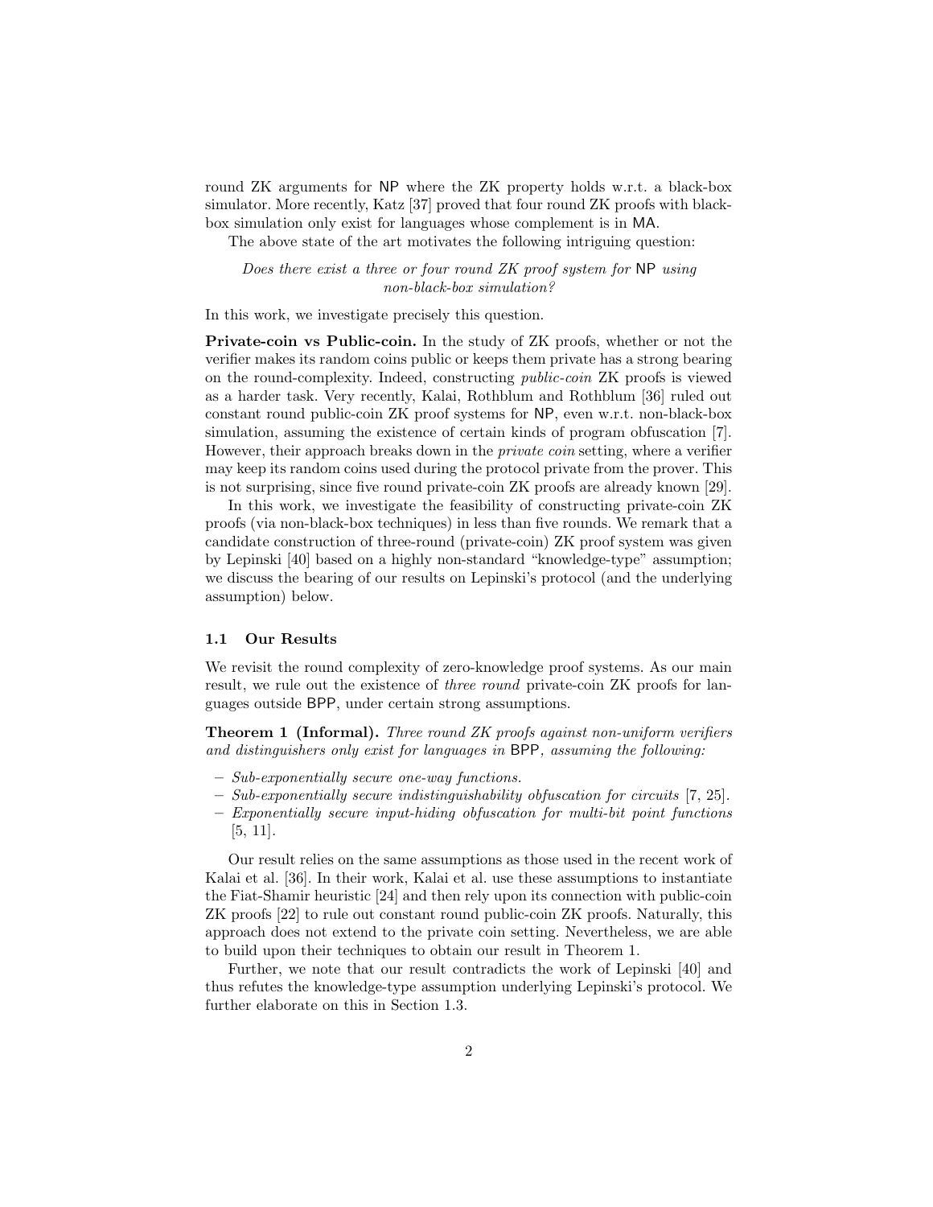round ZK arguments for NP where the ZK property holds w.r.t. a black-box simulator. More recently, Katz [37] proved that four round ZK proofs with black-box simulation only exist for languages whose complement is in MA.

The above state of the art motivates the following intriguing question:

*Does there exist a three or four round ZK proof system for* NP *using non-black-box simulation?*

In this work, we investigate precisely this question.

**Private-coin vs Public-coin.** In the study of ZK proofs, whether or not the verifier makes its random coins public or keeps them private has a strong bearing on the round-complexity. Indeed, constructing *public-coin* ZK proofs is viewed as a harder task. Very recently, Kalai, Rothblum and Rothblum [36] ruled out constant round public-coin ZK proof systems for NP, even w.r.t. non-black-box simulation, assuming the existence of certain kinds of program obfuscation [7]. However, their approach breaks down in the *private coin* setting, where a verifier may keep its random coins used during the protocol private from the prover. This is not surprising, since five round private-coin ZK proofs are already known [29].

In this work, we investigate the feasibility of constructing private-coin ZK proofs (via non-black-box techniques) in less than five rounds. We remark that a candidate construction of three-round (private-coin) ZK proof system was given by Lepinski [40] based on a highly non-standard "knowledge-type" assumption; we discuss the bearing of our results on Lepinski's protocol (and the underlying assumption) below.

### 1.1 Our Results

We revisit the round complexity of zero-knowledge proof systems. As our main result, we rule out the existence of *three round* private-coin ZK proofs for languages outside BPP, under certain strong assumptions.

**Theorem 1 (Informal).** *Three round ZK proofs against non-uniform verifiers and distinguishers only exist for languages in* BPP*, assuming the following:*

- *Sub-exponentially secure one-way functions.*
- *Sub-exponentially secure indistinguishability obfuscation for circuits* [7, 25].
- *Exponentially secure input-hiding obfuscation for multi-bit point functions* [5, 11].

Our result relies on the same assumptions as those used in the recent work of Kalai et al. [36]. In their work, Kalai et al. use these assumptions to instantiate the Fiat-Shamir heuristic [24] and then rely upon its connection with public-coin ZK proofs [22] to rule out constant round public-coin ZK proofs. Naturally, this approach does not extend to the private coin setting. Nevertheless, we are able to build upon their techniques to obtain our result in Theorem 1.

Further, we note that our result contradicts the work of Lepinski [40] and thus refutes the knowledge-type assumption underlying Lepinski's protocol. We further elaborate on this in Section 1.3.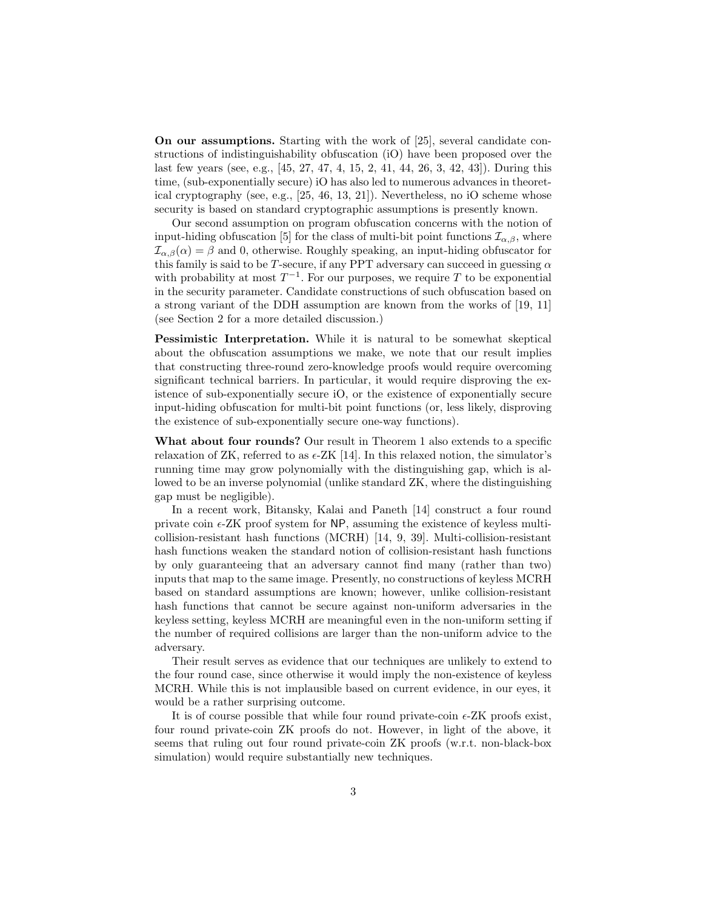**On our assumptions.** Starting with the work of [25], several candidate constructions of indistinguishability obfuscation (iO) have been proposed over the last few years (see, e.g., [45, 27, 47, 4, 15, 2, 41, 44, 26, 3, 42, 43]). During this time, (sub-exponentially secure) iO has also led to numerous advances in theoretical cryptography (see, e.g., [25, 46, 13, 21]). Nevertheless, no iO scheme whose security is based on standard cryptographic assumptions is presently known.

Our second assumption on program obfuscation concerns with the notion of input-hiding obfuscation [5] for the class of multi-bit point functions $\mathcal{I}_{\alpha,\beta}$, where $\mathcal{I}_{\alpha,\beta}(\alpha) = \beta$ and 0, otherwise. Roughly speaking, an input-hiding obfuscator for this family is said to be $T$-secure, if any PPT adversary can succeed in guessing $\alpha$ with probability at most $T^{-1}$. For our purposes, we require $T$ to be exponential in the security parameter. Candidate constructions of such obfuscation based on a strong variant of the DDH assumption are known from the works of [19, 11] (see Section 2 for a more detailed discussion.)

**Pessimistic Interpretation.** While it is natural to be somewhat skeptical about the obfuscation assumptions we make, we note that our result implies that constructing three-round zero-knowledge proofs would require overcoming significant technical barriers. In particular, it would require disproving the existence of sub-exponentially secure iO, or the existence of exponentially secure input-hiding obfuscation for multi-bit point functions (or, less likely, disproving the existence of sub-exponentially secure one-way functions).

**What about four rounds?** Our result in Theorem 1 also extends to a specific relaxation of ZK, referred to as $\epsilon$-ZK [14]. In this relaxed notion, the simulator's running time may grow polynomially with the distinguishing gap, which is allowed to be an inverse polynomial (unlike standard ZK, where the distinguishing gap must be negligible).

In a recent work, Bitansky, Kalai and Paneth [14] construct a four round private coin $\epsilon$-ZK proof system for NP, assuming the existence of keyless multi-collision-resistant hash functions (MCRH) [14, 9, 39]. Multi-collision-resistant hash functions weaken the standard notion of collision-resistant hash functions by only guaranteeing that an adversary cannot find many (rather than two) inputs that map to the same image. Presently, no constructions of keyless MCRH based on standard assumptions are known; however, unlike collision-resistant hash functions that cannot be secure against non-uniform adversaries in the keyless setting, keyless MCRH are meaningful even in the non-uniform setting if the number of required collisions are larger than the non-uniform advice to the adversary.

Their result serves as evidence that our techniques are unlikely to extend to the four round case, since otherwise it would imply the non-existence of keyless MCRH. While this is not implausible based on current evidence, in our eyes, it would be a rather surprising outcome.

It is of course possible that while four round private-coin $\epsilon$-ZK proofs exist, four round private-coin ZK proofs do not. However, in light of the above, it seems that ruling out four round private-coin ZK proofs (w.r.t. non-black-box simulation) would require substantially new techniques.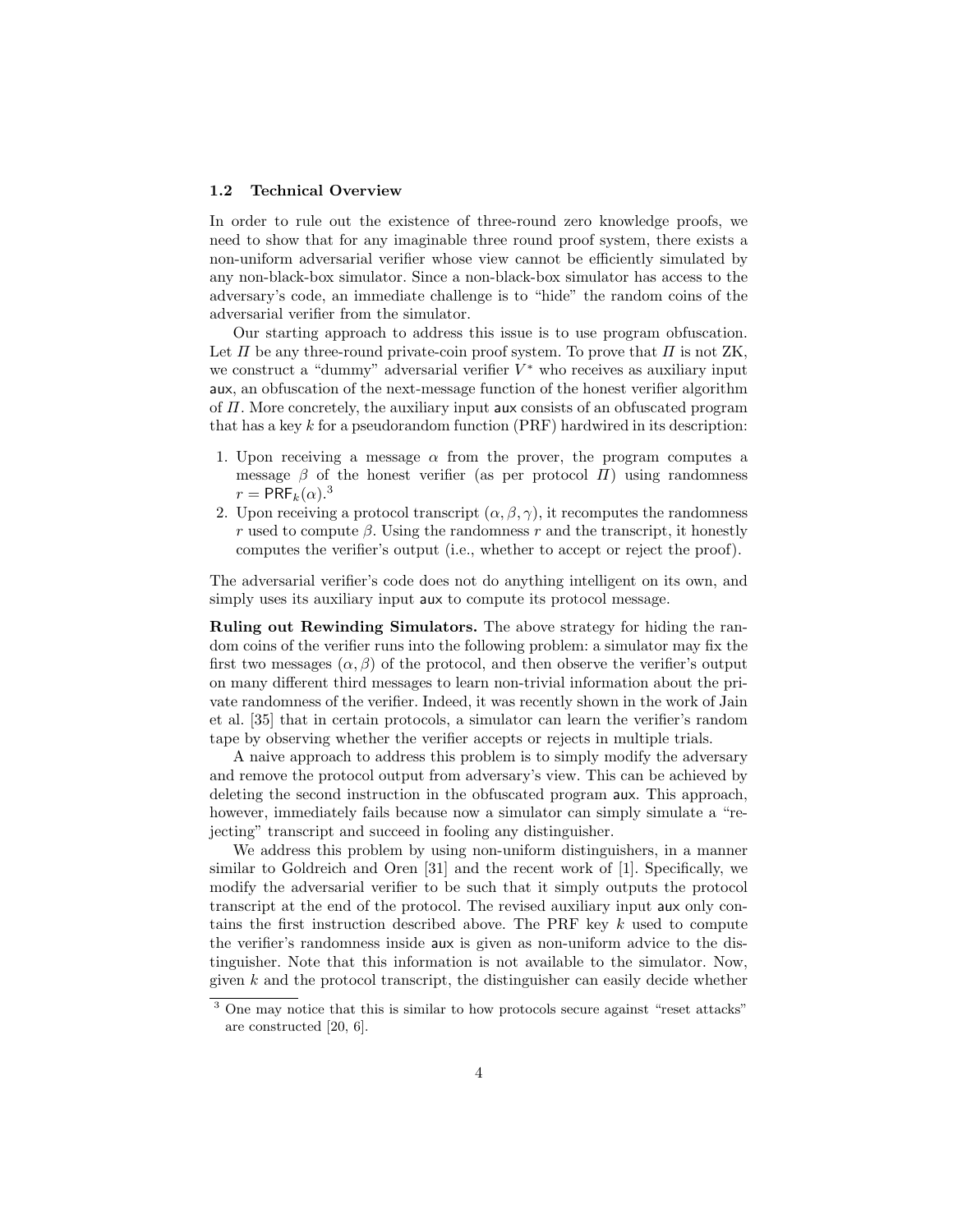### 1.2 Technical Overview

In order to rule out the existence of three-round zero knowledge proofs, we need to show that for any imaginable three round proof system, there exists a non-uniform adversarial verifier whose view cannot be efficiently simulated by any non-black-box simulator. Since a non-black-box simulator has access to the adversary's code, an immediate challenge is to "hide" the random coins of the adversarial verifier from the simulator.

Our starting approach to address this issue is to use program obfuscation. Let $\Pi$ be any three-round private-coin proof system. To prove that $\Pi$ is not ZK, we construct a "dummy" adversarial verifier $V^*$ who receives as auxiliary input $\mathsf{aux}$, an obfuscation of the next-message function of the honest verifier algorithm of $\Pi$. More concretely, the auxiliary input $\mathsf{aux}$ consists of an obfuscated program that has a key $k$ for a pseudorandom function (PRF) hardwired in its description:

1. Upon receiving a message $\alpha$ from the prover, the program computes a message $\beta$ of the honest verifier (as per protocol $\Pi$) using randomness $r = \mathsf{PRF}_k(\alpha)$.[3]
2. Upon receiving a protocol transcript $(\alpha, \beta, \gamma)$, it recomputes the randomness $r$ used to compute $\beta$. Using the randomness $r$ and the transcript, it honestly computes the verifier's output (i.e., whether to accept or reject the proof).

The adversarial verifier's code does not do anything intelligent on its own, and simply uses its auxiliary input $\mathsf{aux}$ to compute its protocol message.

**Ruling out Rewinding Simulators.** The above strategy for hiding the random coins of the verifier runs into the following problem: a simulator may fix the first two messages $(\alpha, \beta)$ of the protocol, and then observe the verifier's output on many different third messages to learn non-trivial information about the private randomness of the verifier. Indeed, it was recently shown in the work of Jain et al. [35] that in certain protocols, a simulator can learn the verifier's random tape by observing whether the verifier accepts or rejects in multiple trials.

A naive approach to address this problem is to simply modify the adversary and remove the protocol output from adversary's view. This can be achieved by deleting the second instruction in the obfuscated program $\mathsf{aux}$. This approach, however, immediately fails because now a simulator can simply simulate a "rejecting" transcript and succeed in fooling any distinguisher.

We address this problem by using non-uniform distinguishers, in a manner similar to Goldreich and Oren [31] and the recent work of [1]. Specifically, we modify the adversarial verifier to be such that it simply outputs the protocol transcript at the end of the protocol. The revised auxiliary input $\mathsf{aux}$ only contains the first instruction described above. The PRF key $k$ used to compute the verifier's randomness inside $\mathsf{aux}$ is given as non-uniform advice to the distinguisher. Note that this information is not available to the simulator. Now, given $k$ and the protocol transcript, the distinguisher can easily decide whether

[3] One may notice that this is similar to how protocols secure against "reset attacks" are constructed [20, 6].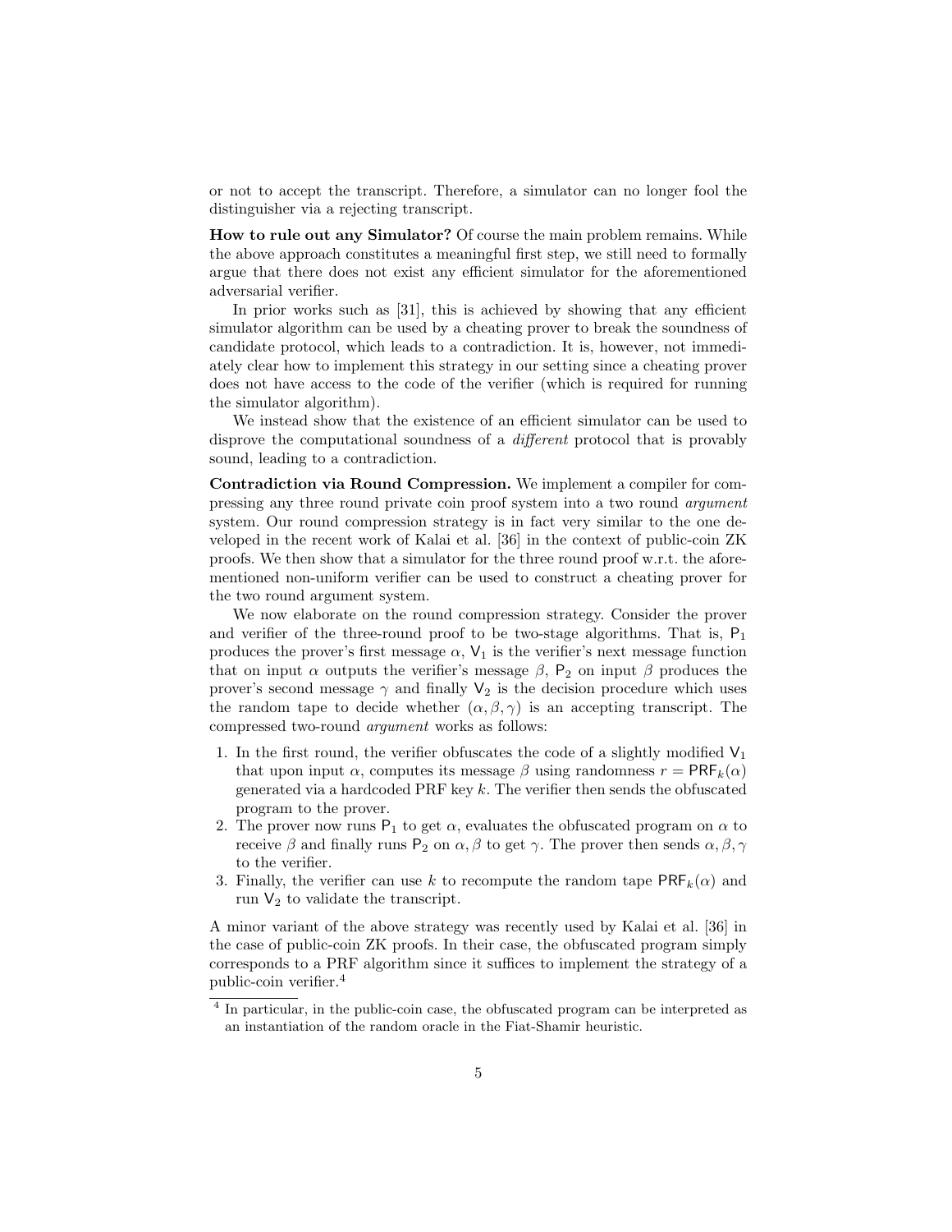or not to accept the transcript. Therefore, a simulator can no longer fool the distinguisher via a rejecting transcript.

**How to rule out any Simulator?** Of course the main problem remains. While the above approach constitutes a meaningful first step, we still need to formally argue that there does not exist any efficient simulator for the aforementioned adversarial verifier.

In prior works such as [31], this is achieved by showing that any efficient simulator algorithm can be used by a cheating prover to break the soundness of candidate protocol, which leads to a contradiction. It is, however, not immediately clear how to implement this strategy in our setting since a cheating prover does not have access to the code of the verifier (which is required for running the simulator algorithm).

We instead show that the existence of an efficient simulator can be used to disprove the computational soundness of a *different* protocol that is provably sound, leading to a contradiction.

**Contradiction via Round Compression.** We implement a compiler for compressing any three round private coin proof system into a two round *argument* system. Our round compression strategy is in fact very similar to the one developed in the recent work of Kalai et al. [36] in the context of public-coin ZK proofs. We then show that a simulator for the three round proof w.r.t. the aforementioned non-uniform verifier can be used to construct a cheating prover for the two round argument system.

We now elaborate on the round compression strategy. Consider the prover and verifier of the three-round proof to be two-stage algorithms. That is, $\mathsf{P}_1$ produces the prover's first message $\alpha$, $\mathsf{V}_1$ is the verifier's next message function that on input $\alpha$ outputs the verifier's message $\beta$, $\mathsf{P}_2$ on input $\beta$ produces the prover's second message $\gamma$ and finally $\mathsf{V}_2$ is the decision procedure which uses the random tape to decide whether $(\alpha, \beta, \gamma)$ is an accepting transcript. The compressed two-round *argument* works as follows:

1. In the first round, the verifier obfuscates the code of a slightly modified $\mathsf{V}_1$ that upon input $\alpha$, computes its message $\beta$ using randomness $r = \mathsf{PRF}_k(\alpha)$ generated via a hardcoded PRF key $k$. The verifier then sends the obfuscated program to the prover.
2. The prover now runs $\mathsf{P}_1$ to get $\alpha$, evaluates the obfuscated program on $\alpha$ to receive $\beta$ and finally runs $\mathsf{P}_2$ on $\alpha, \beta$ to get $\gamma$. The prover then sends $\alpha, \beta, \gamma$ to the verifier.
3. Finally, the verifier can use $k$ to recompute the random tape $\mathsf{PRF}_k(\alpha)$ and run $\mathsf{V}_2$ to validate the transcript.

A minor variant of the above strategy was recently used by Kalai et al. [36] in the case of public-coin ZK proofs. In their case, the obfuscated program simply corresponds to a PRF algorithm since it suffices to implement the strategy of a public-coin verifier.[4]

[4] In particular, in the public-coin case, the obfuscated program can be interpreted as an instantiation of the random oracle in the Fiat-Shamir heuristic.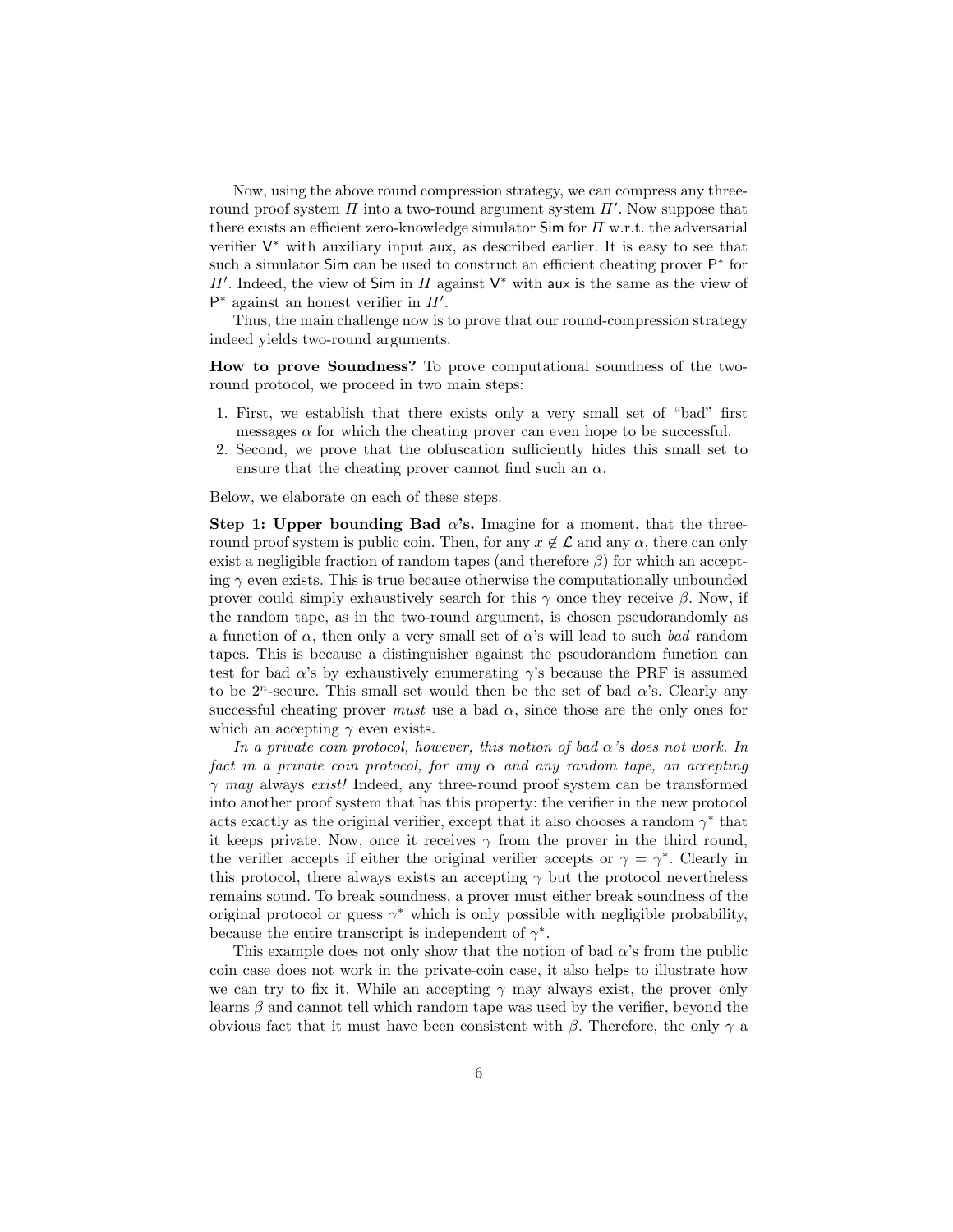Now, using the above round compression strategy, we can compress any three-round proof system $\Pi$ into a two-round argument system $\Pi'$. Now suppose that there exists an efficient zero-knowledge simulator $\mathsf{Sim}$ for $\Pi$ w.r.t. the adversarial verifier $\mathsf{V}^*$ with auxiliary input $\mathsf{aux}$, as described earlier. It is easy to see that such a simulator $\mathsf{Sim}$ can be used to construct an efficient cheating prover $\mathsf{P}^*$ for $\Pi'$. Indeed, the view of $\mathsf{Sim}$ in $\Pi$ against $\mathsf{V}^*$ with $\mathsf{aux}$ is the same as the view of $\mathsf{P}^*$ against an honest verifier in $\Pi'$.

Thus, the main challenge now is to prove that our round-compression strategy indeed yields two-round arguments.

**How to prove Soundness?** To prove computational soundness of the two-round protocol, we proceed in two main steps:

1. First, we establish that there exists only a very small set of "bad" first messages $\alpha$ for which the cheating prover can even hope to be successful.
2. Second, we prove that the obfuscation sufficiently hides this small set to ensure that the cheating prover cannot find such an $\alpha$.

Below, we elaborate on each of these steps.

**Step 1: Upper bounding Bad $\alpha$'s.** Imagine for a moment, that the three-round proof system is public coin. Then, for any $x \notin \mathcal{L}$ and any $\alpha$, there can only exist a negligible fraction of random tapes (and therefore $\beta$) for which an accepting $\gamma$ even exists. This is true because otherwise the computationally unbounded prover could simply exhaustively search for this $\gamma$ once they receive $\beta$. Now, if the random tape, as in the two-round argument, is chosen pseudorandomly as a function of $\alpha$, then only a very small set of $\alpha$'s will lead to such *bad* random tapes. This is because a distinguisher against the pseudorandom function can test for bad $\alpha$'s by exhaustively enumerating $\gamma$'s because the PRF is assumed to be $2^n$-secure. This small set would then be the set of bad $\alpha$'s. Clearly any successful cheating prover *must* use a bad $\alpha$, since those are the only ones for which an accepting $\gamma$ even exists.

*In a private coin protocol, however, this notion of bad $\alpha$'s does not work. In fact in a private coin protocol, for any $\alpha$ and any random tape, an accepting $\gamma$ may always exist!* Indeed, any three-round proof system can be transformed into another proof system that has this property: the verifier in the new protocol acts exactly as the original verifier, except that it also chooses a random $\gamma^*$ that it keeps private. Now, once it receives $\gamma$ from the prover in the third round, the verifier accepts if either the original verifier accepts or $\gamma = \gamma^*$. Clearly in this protocol, there always exists an accepting $\gamma$ but the protocol nevertheless remains sound. To break soundness, a prover must either break soundness of the original protocol or guess $\gamma^*$ which is only possible with negligible probability, because the entire transcript is independent of $\gamma^*$.

This example does not only show that the notion of bad $\alpha$'s from the public coin case does not work in the private-coin case, it also helps to illustrate how we can try to fix it. While an accepting $\gamma$ may always exist, the prover only learns $\beta$ and cannot tell which random tape was used by the verifier, beyond the obvious fact that it must have been consistent with $\beta$. Therefore, the only $\gamma$ a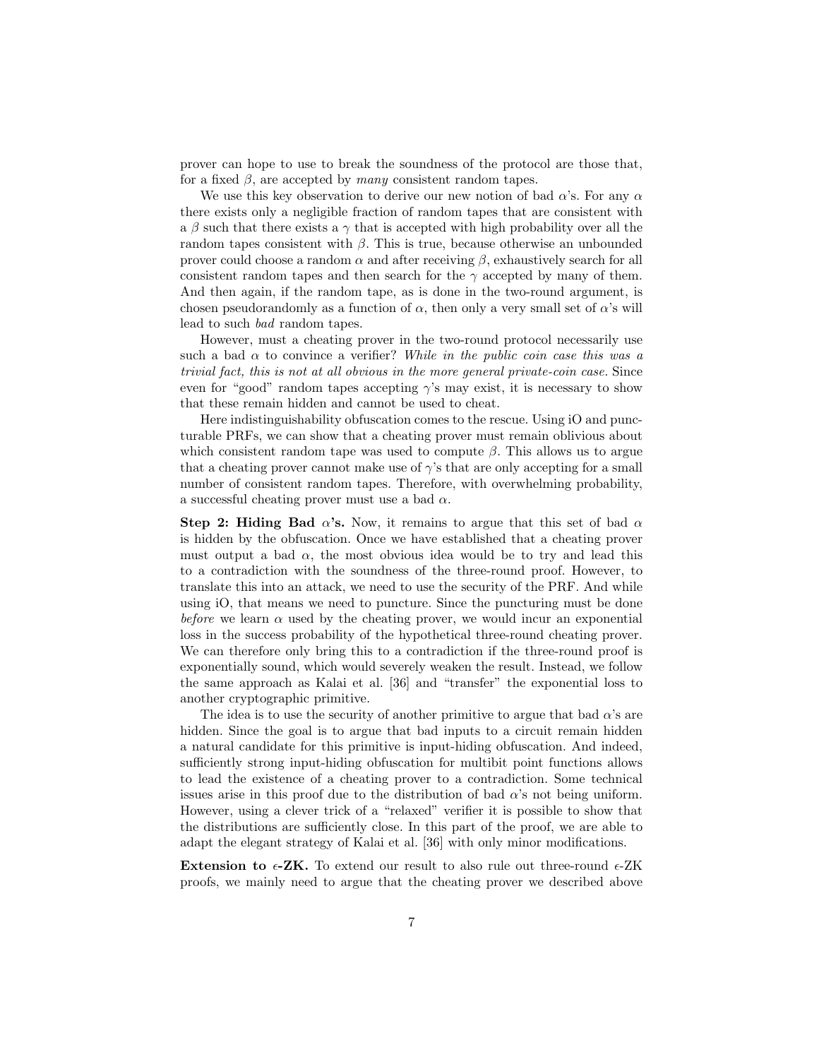prover can hope to use to break the soundness of the protocol are those that, for a fixed $\beta$, are accepted by *many* consistent random tapes.

We use this key observation to derive our new notion of bad $\alpha$'s. For any $\alpha$ there exists only a negligible fraction of random tapes that are consistent with a $\beta$ such that there exists a $\gamma$ that is accepted with high probability over all the random tapes consistent with $\beta$. This is true, because otherwise an unbounded prover could choose a random $\alpha$ and after receiving $\beta$, exhaustively search for all consistent random tapes and then search for the $\gamma$ accepted by many of them. And then again, if the random tape, as is done in the two-round argument, is chosen pseudorandomly as a function of $\alpha$, then only a very small set of $\alpha$'s will lead to such *bad* random tapes.

However, must a cheating prover in the two-round protocol necessarily use such a bad $\alpha$ to convince a verifier? *While in the public coin case this was a trivial fact, this is not at all obvious in the more general private-coin case.* Since even for "good" random tapes accepting $\gamma$'s may exist, it is necessary to show that these remain hidden and cannot be used to cheat.

Here indistinguishability obfuscation comes to the rescue. Using iO and puncturable PRFs, we can show that a cheating prover must remain oblivious about which consistent random tape was used to compute $\beta$. This allows us to argue that a cheating prover cannot make use of $\gamma$'s that are only accepting for a small number of consistent random tapes. Therefore, with overwhelming probability, a successful cheating prover must use a bad $\alpha$.

**Step 2: Hiding Bad $\alpha$'s.** Now, it remains to argue that this set of bad $\alpha$ is hidden by the obfuscation. Once we have established that a cheating prover must output a bad $\alpha$, the most obvious idea would be to try and lead this to a contradiction with the soundness of the three-round proof. However, to translate this into an attack, we need to use the security of the PRF. And while using iO, that means we need to puncture. Since the puncturing must be done *before* we learn $\alpha$ used by the cheating prover, we would incur an exponential loss in the success probability of the hypothetical three-round cheating prover. We can therefore only bring this to a contradiction if the three-round proof is exponentially sound, which would severely weaken the result. Instead, we follow the same approach as Kalai et al. [36] and "transfer" the exponential loss to another cryptographic primitive.

The idea is to use the security of another primitive to argue that bad $\alpha$'s are hidden. Since the goal is to argue that bad inputs to a circuit remain hidden a natural candidate for this primitive is input-hiding obfuscation. And indeed, sufficiently strong input-hiding obfuscation for multibit point functions allows to lead the existence of a cheating prover to a contradiction. Some technical issues arise in this proof due to the distribution of bad $\alpha$'s not being uniform. However, using a clever trick of a "relaxed" verifier it is possible to show that the distributions are sufficiently close. In this part of the proof, we are able to adapt the elegant strategy of Kalai et al. [36] with only minor modifications.

**Extension to $\epsilon$-ZK.** To extend our result to also rule out three-round $\epsilon$-ZK proofs, we mainly need to argue that the cheating prover we described above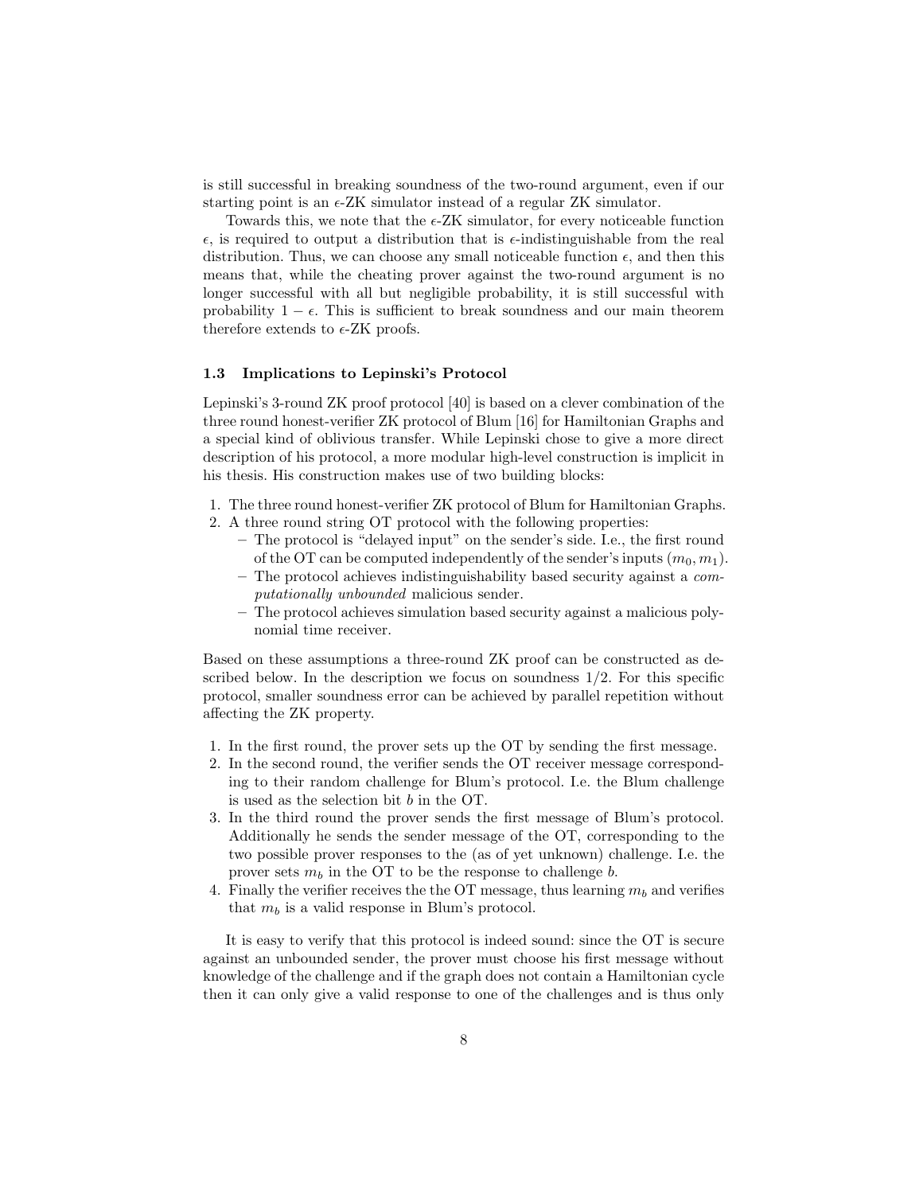is still successful in breaking soundness of the two-round argument, even if our starting point is an $\epsilon$-ZK simulator instead of a regular ZK simulator.

Towards this, we note that the $\epsilon$-ZK simulator, for every noticeable function $\epsilon$, is required to output a distribution that is $\epsilon$-indistinguishable from the real distribution. Thus, we can choose any small noticeable function $\epsilon$, and then this means that, while the cheating prover against the two-round argument is no longer successful with all but negligible probability, it is still successful with probability $1 - \epsilon$. This is sufficient to break soundness and our main theorem therefore extends to $\epsilon$-ZK proofs.

### 1.3 Implications to Lepinski's Protocol

Lepinski's 3-round ZK proof protocol [40] is based on a clever combination of the three round honest-verifier ZK protocol of Blum [16] for Hamiltonian Graphs and a special kind of oblivious transfer. While Lepinski chose to give a more direct description of his protocol, a more modular high-level construction is implicit in his thesis. His construction makes use of two building blocks:

1. The three round honest-verifier ZK protocol of Blum for Hamiltonian Graphs.
2. A three round string OT protocol with the following properties:
   - The protocol is "delayed input" on the sender's side. I.e., the first round of the OT can be computed independently of the sender's inputs $(m_0, m_1)$.
   - The protocol achieves indistinguishability based security against a *computationally unbounded* malicious sender.
   - The protocol achieves simulation based security against a malicious polynomial time receiver.

Based on these assumptions a three-round ZK proof can be constructed as described below. In the description we focus on soundness $1/2$. For this specific protocol, smaller soundness error can be achieved by parallel repetition without affecting the ZK property.

1. In the first round, the prover sets up the OT by sending the first message.
2. In the second round, the verifier sends the OT receiver message corresponding to their random challenge for Blum's protocol. I.e. the Blum challenge is used as the selection bit $b$ in the OT.
3. In the third round the prover sends the first message of Blum's protocol. Additionally he sends the sender message of the OT, corresponding to the two possible prover responses to the (as of yet unknown) challenge. I.e. the prover sets $m_b$ in the OT to be the response to challenge $b$.
4. Finally the verifier receives the the OT message, thus learning $m_b$ and verifies that $m_b$ is a valid response in Blum's protocol.

It is easy to verify that this protocol is indeed sound: since the OT is secure against an unbounded sender, the prover must choose his first message without knowledge of the challenge and if the graph does not contain a Hamiltonian cycle then it can only give a valid response to one of the challenges and is thus only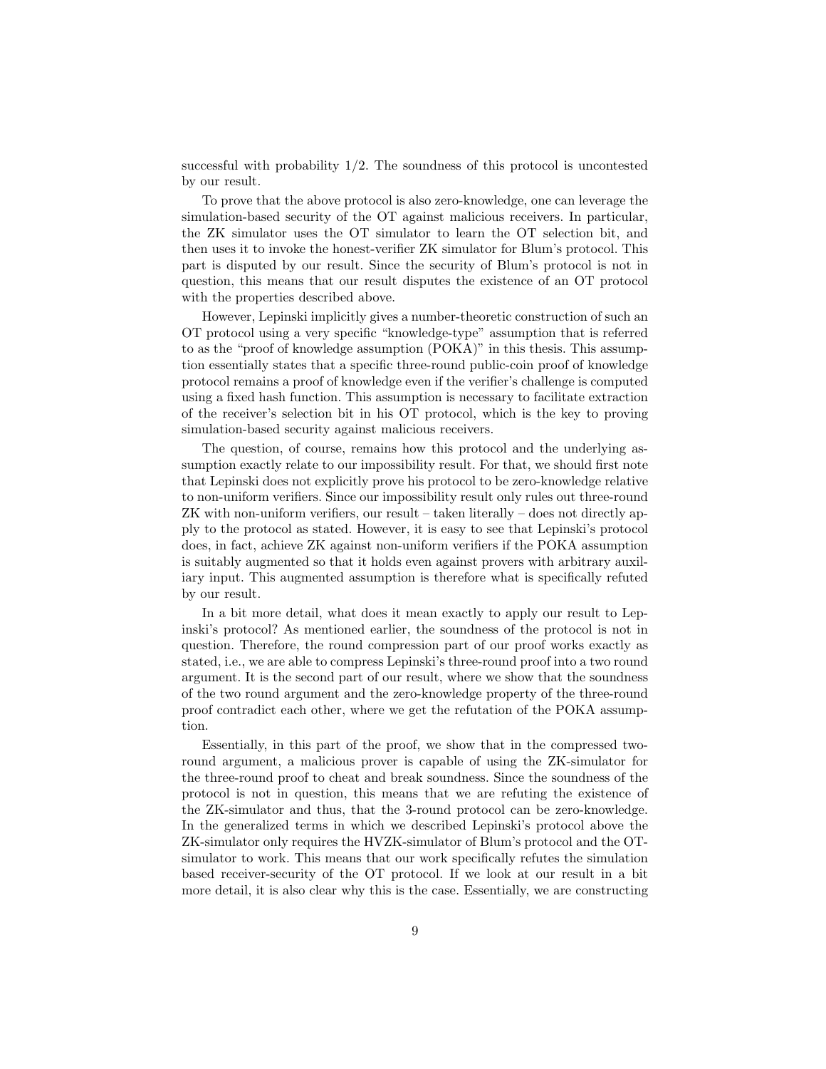successful with probability $1/2$. The soundness of this protocol is uncontested by our result.

To prove that the above protocol is also zero-knowledge, one can leverage the simulation-based security of the OT against malicious receivers. In particular, the ZK simulator uses the OT simulator to learn the OT selection bit, and then uses it to invoke the honest-verifier ZK simulator for Blum's protocol. This part is disputed by our result. Since the security of Blum's protocol is not in question, this means that our result disputes the existence of an OT protocol with the properties described above.

However, Lepinski implicitly gives a number-theoretic construction of such an OT protocol using a very specific "knowledge-type" assumption that is referred to as the "proof of knowledge assumption (POKA)" in this thesis. This assumption essentially states that a specific three-round public-coin proof of knowledge protocol remains a proof of knowledge even if the verifier's challenge is computed using a fixed hash function. This assumption is necessary to facilitate extraction of the receiver's selection bit in his OT protocol, which is the key to proving simulation-based security against malicious receivers.

The question, of course, remains how this protocol and the underlying assumption exactly relate to our impossibility result. For that, we should first note that Lepinski does not explicitly prove his protocol to be zero-knowledge relative to non-uniform verifiers. Since our impossibility result only rules out three-round ZK with non-uniform verifiers, our result – taken literally – does not directly apply to the protocol as stated. However, it is easy to see that Lepinski's protocol does, in fact, achieve ZK against non-uniform verifiers if the POKA assumption is suitably augmented so that it holds even against provers with arbitrary auxiliary input. This augmented assumption is therefore what is specifically refuted by our result.

In a bit more detail, what does it mean exactly to apply our result to Lepinski's protocol? As mentioned earlier, the soundness of the protocol is not in question. Therefore, the round compression part of our proof works exactly as stated, i.e., we are able to compress Lepinski's three-round proof into a two round argument. It is the second part of our result, where we show that the soundness of the two round argument and the zero-knowledge property of the three-round proof contradict each other, where we get the refutation of the POKA assumption.

Essentially, in this part of the proof, we show that in the compressed two-round argument, a malicious prover is capable of using the ZK-simulator for the three-round proof to cheat and break soundness. Since the soundness of the protocol is not in question, this means that we are refuting the existence of the ZK-simulator and thus, that the 3-round protocol can be zero-knowledge. In the generalized terms in which we described Lepinski's protocol above the ZK-simulator only requires the HVZK-simulator of Blum's protocol and the OT-simulator to work. This means that our work specifically refutes the simulation based receiver-security of the OT protocol. If we look at our result in a bit more detail, it is also clear why this is the case. Essentially, we are constructing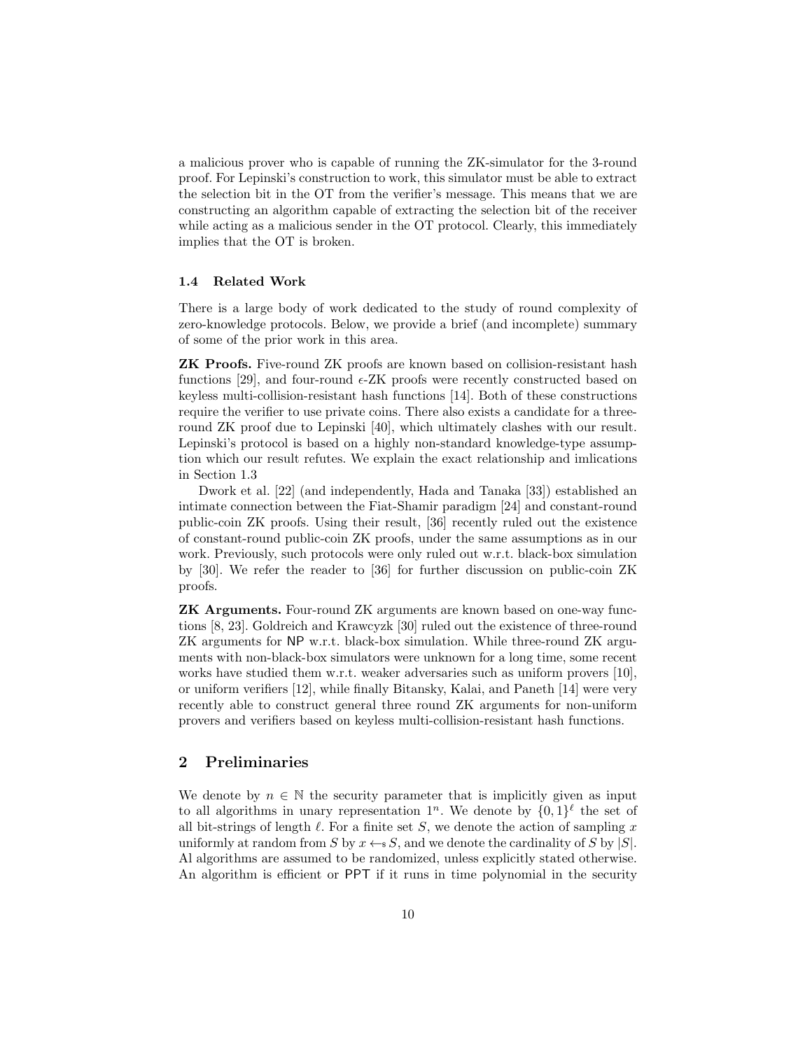a malicious prover who is capable of running the ZK-simulator for the 3-round proof. For Lepinski's construction to work, this simulator must be able to extract the selection bit in the OT from the verifier's message. This means that we are constructing an algorithm capable of extracting the selection bit of the receiver while acting as a malicious sender in the OT protocol. Clearly, this immediately implies that the OT is broken.

### 1.4 Related Work

There is a large body of work dedicated to the study of round complexity of zero-knowledge protocols. Below, we provide a brief (and incomplete) summary of some of the prior work in this area.

**ZK Proofs.** Five-round ZK proofs are known based on collision-resistant hash functions [29], and four-round $\epsilon$-ZK proofs were recently constructed based on keyless multi-collision-resistant hash functions [14]. Both of these constructions require the verifier to use private coins. There also exists a candidate for a three-round ZK proof due to Lepinski [40], which ultimately clashes with our result. Lepinski's protocol is based on a highly non-standard knowledge-type assumption which our result refutes. We explain the exact relationship and imlications in Section 1.3

Dwork et al. [22] (and independently, Hada and Tanaka [33]) established an intimate connection between the Fiat-Shamir paradigm [24] and constant-round public-coin ZK proofs. Using their result, [36] recently ruled out the existence of constant-round public-coin ZK proofs, under the same assumptions as in our work. Previously, such protocols were only ruled out w.r.t. black-box simulation by [30]. We refer the reader to [36] for further discussion on public-coin ZK proofs.

**ZK Arguments.** Four-round ZK arguments are known based on one-way functions [8, 23]. Goldreich and Krawcyzk [30] ruled out the existence of three-round ZK arguments for NP w.r.t. black-box simulation. While three-round ZK arguments with non-black-box simulators were unknown for a long time, some recent works have studied them w.r.t. weaker adversaries such as uniform provers [10], or uniform verifiers [12], while finally Bitansky, Kalai, and Paneth [14] were very recently able to construct general three round ZK arguments for non-uniform provers and verifiers based on keyless multi-collision-resistant hash functions.

## 2 Preliminaries

We denote by $n \in \mathbb{N}$ the security parameter that is implicitly given as input to all algorithms in unary representation $1^n$. We denote by $\{0,1\}^\ell$ the set of all bit-strings of length $\ell$. For a finite set $S$, we denote the action of sampling $x$ uniformly at random from $S$ by $x \leftarrow_\$ S$, and we denote the cardinality of $S$ by $|S|$. Al algorithms are assumed to be randomized, unless explicitly stated otherwise. An algorithm is efficient or PPT if it runs in time polynomial in the security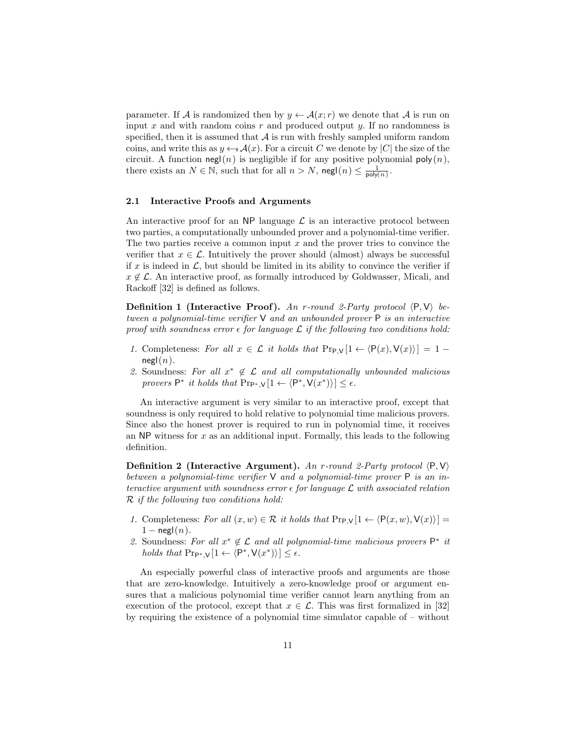parameter. If $\mathcal{A}$ is randomized then by $y \leftarrow \mathcal{A}(x; r)$ we denote that $\mathcal{A}$ is run on input $x$ and with random coins $r$ and produced output $y$. If no randomness is specified, then it is assumed that $\mathcal{A}$ is run with freshly sampled uniform random coins, and write this as $y \leftarrow_{\$} \mathcal{A}(x)$. For a circuit $C$ we denote by $|C|$ the size of the circuit. A function $\mathsf{negl}(n)$ is negligible if for any positive polynomial $\mathsf{poly}(n)$, there exists an $N \in \mathbb{N}$, such that for all $n > N$, $\mathsf{negl}(n) \leq \frac{1}{\mathsf{poly}(n)}$.

### 2.1 Interactive Proofs and Arguments

An interactive proof for an NP language $\mathcal{L}$ is an interactive protocol between two parties, a computationally unbounded prover and a polynomial-time verifier. The two parties receive a common input $x$ and the prover tries to convince the verifier that $x \in \mathcal{L}$. Intuitively the prover should (almost) always be successful if $x$ is indeed in $\mathcal{L}$, but should be limited in its ability to convince the verifier if $x \notin \mathcal{L}$. An interactive proof, as formally introduced by Goldwasser, Micali, and Rackoff [32] is defined as follows.

**Definition 1 (Interactive Proof).** *An $r$-round 2-Party protocol $\langle \mathsf{P}, \mathsf{V} \rangle$ between a polynomial-time verifier $\mathsf{V}$ and an unbounded prover $\mathsf{P}$ is an interactive proof with soundness error $\epsilon$ for language $\mathcal{L}$ if the following two conditions hold:*

1. Completeness: *For all $x \in \mathcal{L}$ it holds that $\Pr_{\mathsf{P},\mathsf{V}}[1 \leftarrow \langle \mathsf{P}(x), \mathsf{V}(x) \rangle] = 1 - \mathsf{negl}(n)$.*
2. Soundness: *For all $x^* \notin \mathcal{L}$ and all computationally unbounded malicious provers $\mathsf{P}^*$ it holds that $\Pr_{\mathsf{P}^*,\mathsf{V}}[1 \leftarrow \langle \mathsf{P}^*, \mathsf{V}(x^*) \rangle] \leq \epsilon$.*

An interactive argument is very similar to an interactive proof, except that soundness is only required to hold relative to polynomial time malicious provers. Since also the honest prover is required to run in polynomial time, it receives an NP witness for $x$ as an additional input. Formally, this leads to the following definition.

**Definition 2 (Interactive Argument).** *An $r$-round 2-Party protocol $\langle \mathsf{P}, \mathsf{V} \rangle$ between a polynomial-time verifier $\mathsf{V}$ and a polynomial-time prover $\mathsf{P}$ is an interactive argument with soundness error $\epsilon$ for language $\mathcal{L}$ with associated relation $\mathcal{R}$ if the following two conditions hold:*

1. Completeness: *For all $(x, w) \in \mathcal{R}$ it holds that $\Pr_{\mathsf{P},\mathsf{V}}[1 \leftarrow \langle \mathsf{P}(x, w), \mathsf{V}(x) \rangle] = 1 - \mathsf{negl}(n)$.*
2. Soundness: *For all $x^* \notin \mathcal{L}$ and all polynomial-time malicious provers $\mathsf{P}^*$ it holds that $\Pr_{\mathsf{P}^*,\mathsf{V}}[1 \leftarrow \langle \mathsf{P}^*, \mathsf{V}(x^*) \rangle] \leq \epsilon$.*

An especially powerful class of interactive proofs and arguments are those that are zero-knowledge. Intuitively a zero-knowledge proof or argument ensures that a malicious polynomial time verifier cannot learn anything from an execution of the protocol, except that $x \in \mathcal{L}$. This was first formalized in [32] by requiring the existence of a polynomial time simulator capable of – without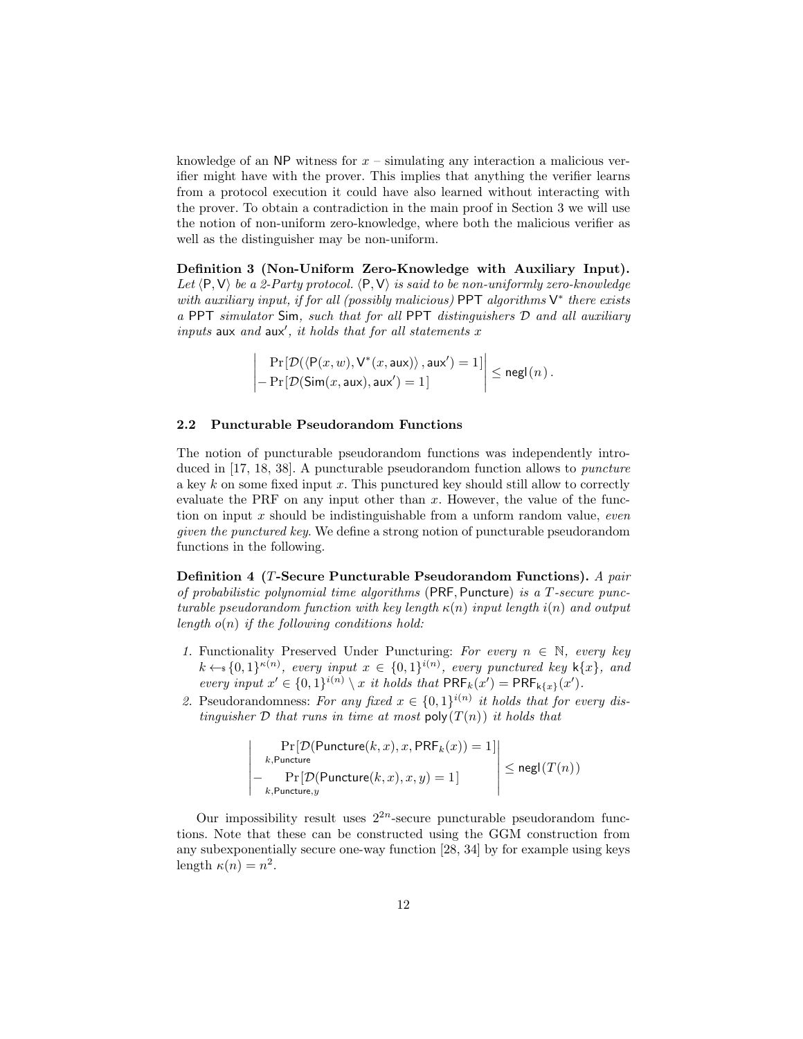knowledge of an NP witness for $x$ – simulating any interaction a malicious verifier might have with the prover. This implies that anything the verifier learns from a protocol execution it could have also learned without interacting with the prover. To obtain a contradiction in the main proof in Section 3 we will use the notion of non-uniform zero-knowledge, where both the malicious verifier as well as the distinguisher may be non-uniform.

**Definition 3 (Non-Uniform Zero-Knowledge with Auxiliary Input).** *Let $\langle \mathsf{P}, \mathsf{V} \rangle$ be a 2-Party protocol. $\langle \mathsf{P}, \mathsf{V} \rangle$ is said to be non-uniformly zero-knowledge with auxiliary input, if for all (possibly malicious)* PPT *algorithms $\mathsf{V}^*$ there exists a* PPT *simulator* Sim*, such that for all* PPT *distinguishers $\mathcal{D}$ and all auxiliary inputs* aux *and* aux′*, it holds that for all statements $x$*

$$\left| \begin{array}{l} \Pr[\mathcal{D}(\langle \mathsf{P}(x, w), \mathsf{V}^*(x, \mathsf{aux}) \rangle, \mathsf{aux}') = 1] \\ - \Pr[\mathcal{D}(\mathsf{Sim}(x, \mathsf{aux}), \mathsf{aux}') = 1] \end{array} \right| \leq \mathsf{negl}(n).$$

## 2.2 Puncturable Pseudorandom Functions

The notion of puncturable pseudorandom functions was independently introduced in [17, 18, 38]. A puncturable pseudorandom function allows to *puncture* a key $k$ on some fixed input $x$. This punctured key should still allow to correctly evaluate the PRF on any input other than $x$. However, the value of the function on input $x$ should be indistinguishable from a unform random value, *even given the punctured key*. We define a strong notion of puncturable pseudorandom functions in the following.

**Definition 4 ($T$-Secure Puncturable Pseudorandom Functions).** *A pair of probabilistic polynomial time algorithms* (PRF, Puncture) *is a $T$-secure puncturable pseudorandom function with key length $\kappa(n)$ input length $i(n)$ and output length $o(n)$ if the following conditions hold:*

1. Functionality Preserved Under Puncturing: *For every $n \in \mathbb{N}$, every key $k \leftarrow_{\$} \{0,1\}^{\kappa(n)}$, every input $x \in \{0,1\}^{i(n)}$, every punctured key $\mathsf{k}\{x\}$, and every input $x' \in \{0,1\}^{i(n)} \setminus x$ it holds that $\mathsf{PRF}_k(x') = \mathsf{PRF}_{\mathsf{k}\{x\}}(x')$.*
2. Pseudorandomness: *For any fixed $x \in \{0,1\}^{i(n)}$ it holds that for every distinguisher $\mathcal{D}$ that runs in time at most $\mathsf{poly}(T(n))$ it holds that*

$$\left| \begin{array}{l} \Pr_{k, \mathsf{Puncture}}[\mathcal{D}(\mathsf{Puncture}(k, x), x, \mathsf{PRF}_k(x)) = 1] \\ - \Pr_{k, \mathsf{Puncture}, y}[\mathcal{D}(\mathsf{Puncture}(k, x), x, y) = 1] \end{array} \right| \leq \mathsf{negl}(T(n))$$

Our impossibility result uses $2^{2n}$-secure puncturable pseudorandom functions. Note that these can be constructed using the GGM construction from any subexponentially secure one-way function [28, 34] by for example using keys length $\kappa(n) = n^2$.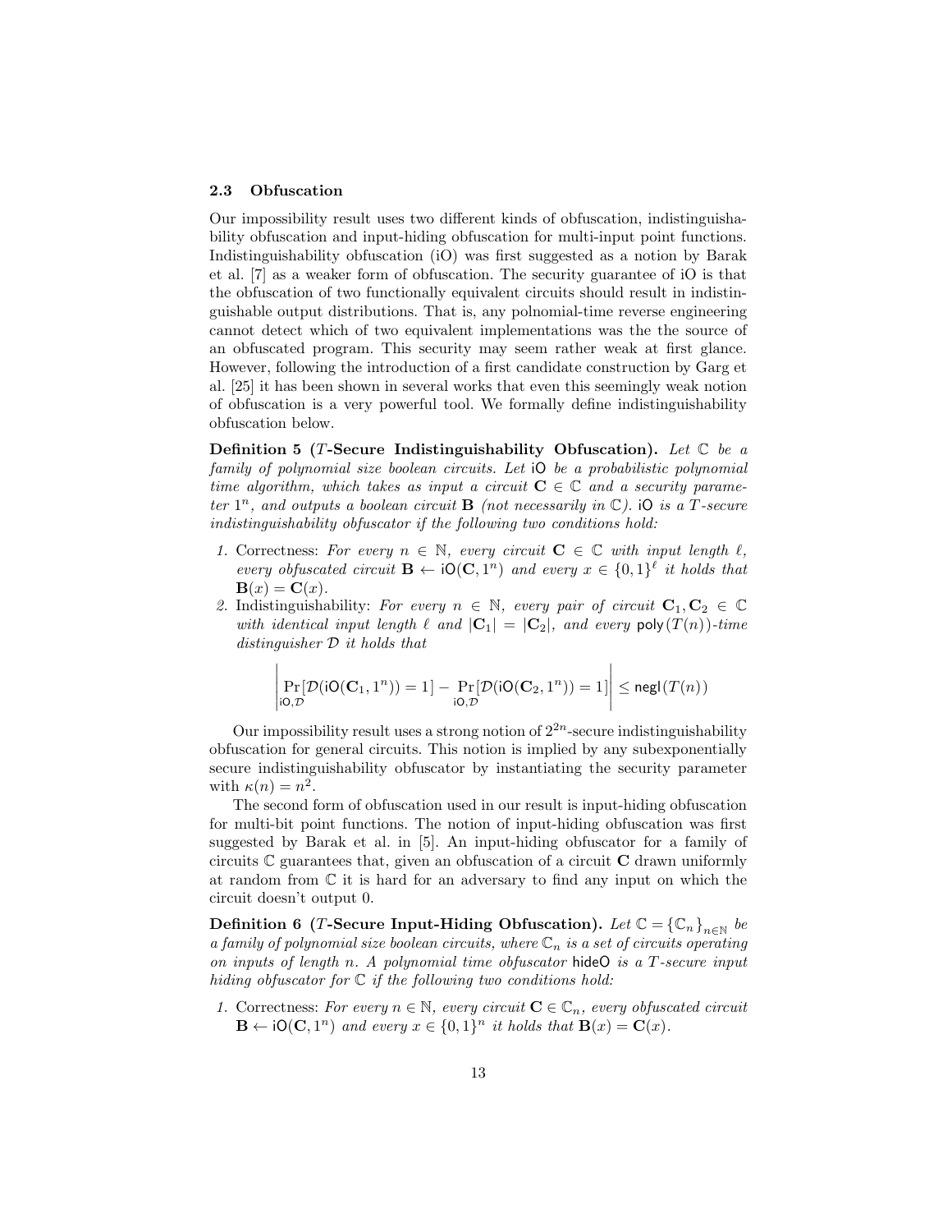### 2.3 Obfuscation

Our impossibility result uses two different kinds of obfuscation, indistinguishability obfuscation and input-hiding obfuscation for multi-input point functions. Indistinguishability obfuscation (iO) was first suggested as a notion by Barak et al. [7] as a weaker form of obfuscation. The security guarantee of iO is that the obfuscation of two functionally equivalent circuits should result in indistinguishable output distributions. That is, any polnomial-time reverse engineering cannot detect which of two equivalent implementations was the the source of an obfuscated program. This security may seem rather weak at first glance. However, following the introduction of a first candidate construction by Garg et al. [25] it has been shown in several works that even this seemingly weak notion of obfuscation is a very powerful tool. We formally define indistinguishability obfuscation below.

**Definition 5 ($T$-Secure Indistinguishability Obfuscation).** *Let $\mathbb{C}$ be a family of polynomial size boolean circuits. Let* $\mathsf{iO}$ *be a probabilistic polynomial time algorithm, which takes as input a circuit $\mathbf{C} \in \mathbb{C}$ and a security parameter $1^n$, and outputs a boolean circuit $\mathbf{B}$ (not necessarily in $\mathbb{C}$).* $\mathsf{iO}$ *is a $T$-secure indistinguishability obfuscator if the following two conditions hold:*

1. Correctness: *For every $n \in \mathbb{N}$, every circuit $\mathbf{C} \in \mathbb{C}$ with input length $\ell$, every obfuscated circuit $\mathbf{B} \leftarrow \mathsf{iO}(\mathbf{C}, 1^n)$ and every $x \in \{0,1\}^\ell$ it holds that $\mathbf{B}(x) = \mathbf{C}(x)$.*
2. Indistinguishability: *For every $n \in \mathbb{N}$, every pair of circuit $\mathbf{C}_1, \mathbf{C}_2 \in \mathbb{C}$ with identical input length $\ell$ and $|\mathbf{C}_1| = |\mathbf{C}_2|$, and every $\mathsf{poly}(T(n))$-time distinguisher $\mathcal{D}$ it holds that*

$$\left| \Pr_{\mathsf{iO},\mathcal{D}}[\mathcal{D}(\mathsf{iO}(\mathbf{C}_1, 1^n)) = 1] - \Pr_{\mathsf{iO},\mathcal{D}}[\mathcal{D}(\mathsf{iO}(\mathbf{C}_2, 1^n)) = 1] \right| \leq \mathsf{negl}(T(n))$$

Our impossibility result uses a strong notion of $2^{2n}$-secure indistinguishability obfuscation for general circuits. This notion is implied by any subexponentially secure indistinguishability obfuscator by instantiating the security parameter with $\kappa(n) = n^2$.

The second form of obfuscation used in our result is input-hiding obfuscation for multi-bit point functions. The notion of input-hiding obfuscation was first suggested by Barak et al. in [5]. An input-hiding obfuscator for a family of circuits $\mathbb{C}$ guarantees that, given an obfuscation of a circuit $\mathbf{C}$ drawn uniformly at random from $\mathbb{C}$ it is hard for an adversary to find any input on which the circuit doesn't output 0.

**Definition 6 ($T$-Secure Input-Hiding Obfuscation).** *Let $\mathbb{C} = \{\mathbb{C}_n\}_{n\in\mathbb{N}}$ be a family of polynomial size boolean circuits, where $\mathbb{C}_n$ is a set of circuits operating on inputs of length $n$. A polynomial time obfuscator* $\mathsf{hideO}$ *is a $T$-secure input hiding obfuscator for $\mathbb{C}$ if the following two conditions hold:*

1. Correctness: *For every $n \in \mathbb{N}$, every circuit $\mathbf{C} \in \mathbb{C}_n$, every obfuscated circuit $\mathbf{B} \leftarrow \mathsf{iO}(\mathbf{C}, 1^n)$ and every $x \in \{0,1\}^n$ it holds that $\mathbf{B}(x) = \mathbf{C}(x)$.*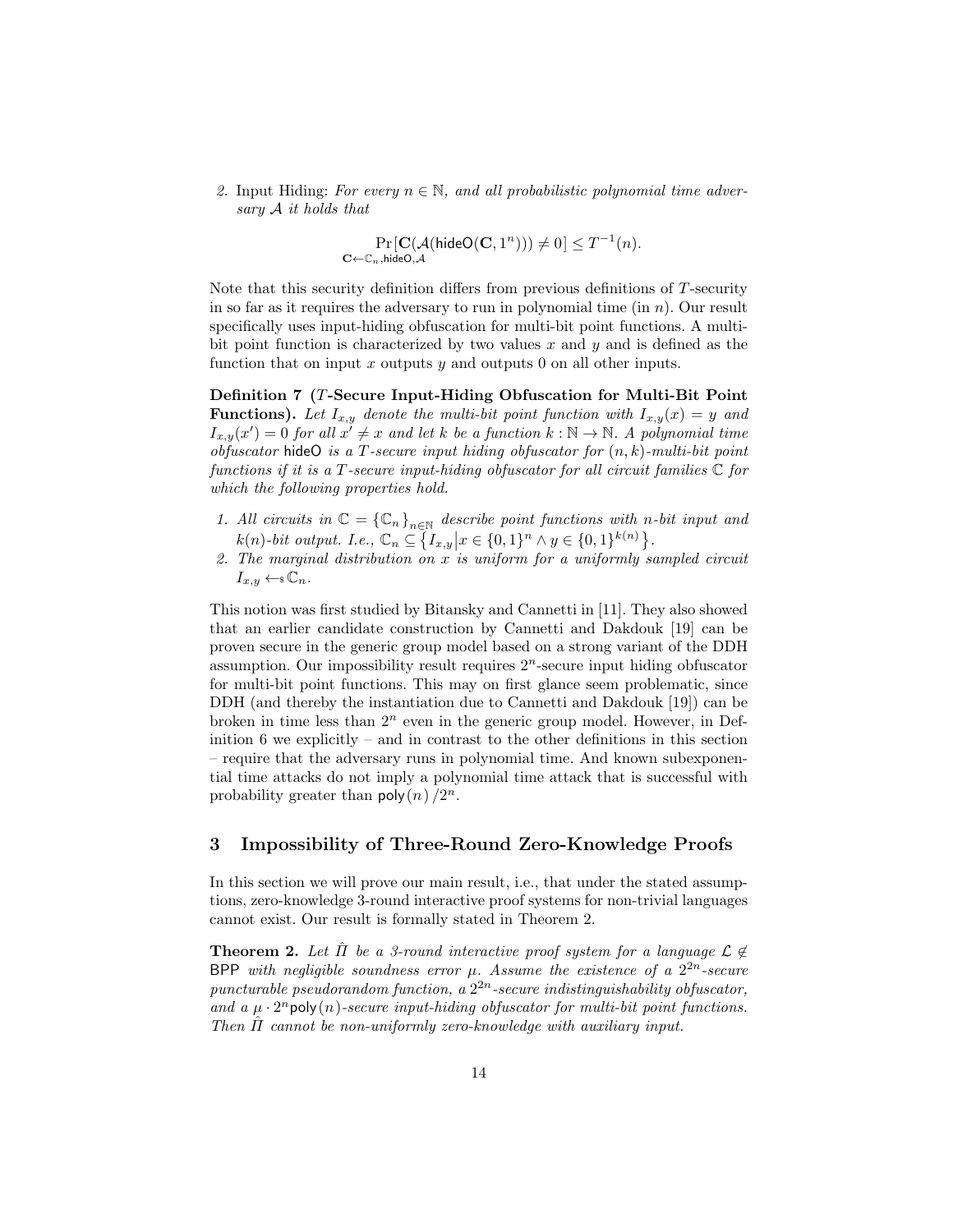2. Input Hiding: *For every $n \in \mathbb{N}$, and all probabilistic polynomial time adversary $\mathcal{A}$ it holds that*

$$\Pr_{\mathbf{C} \leftarrow \mathbb{C}_n, \mathsf{hideO}, \mathcal{A}}[\mathbf{C}(\mathcal{A}(\mathsf{hideO}(\mathbf{C}, 1^n))) \neq 0] \leq T^{-1}(n).$$

Note that this security definition differs from previous definitions of $T$-security in so far as it requires the adversary to run in polynomial time (in $n$). Our result specifically uses input-hiding obfuscation for multi-bit point functions. A multi-bit point function is characterized by two values $x$ and $y$ and is defined as the function that on input $x$ outputs $y$ and outputs 0 on all other inputs.

**Definition 7 ($T$-Secure Input-Hiding Obfuscation for Multi-Bit Point Functions).** *Let $I_{x,y}$ denote the multi-bit point function with $I_{x,y}(x) = y$ and $I_{x,y}(x') = 0$ for all $x' \neq x$ and let $k$ be a function $k : \mathbb{N} \to \mathbb{N}$. A polynomial time obfuscator* $\mathsf{hideO}$ *is a $T$-secure input hiding obfuscator for $(n, k)$-multi-bit point functions if it is a $T$-secure input-hiding obfuscator for all circuit families $\mathbb{C}$ for which the following properties hold.*

1. *All circuits in $\mathbb{C} = \{\mathbb{C}_n\}_{n \in \mathbb{N}}$ describe point functions with $n$-bit input and $k(n)$-bit output. I.e., $\mathbb{C}_n \subseteq \left\{ I_{x,y} \middle| x \in \{0,1\}^n \wedge y \in \{0,1\}^{k(n)} \right\}$.*
2. *The marginal distribution on $x$ is uniform for a uniformly sampled circuit $I_{x,y} \leftarrow\!\!\$\, \mathbb{C}_n$.*

This notion was first studied by Bitansky and Cannetti in [11]. They also showed that an earlier candidate construction by Cannetti and Dakdouk [19] can be proven secure in the generic group model based on a strong variant of the DDH assumption. Our impossibility result requires $2^n$-secure input hiding obfuscator for multi-bit point functions. This may on first glance seem problematic, since DDH (and thereby the instantiation due to Cannetti and Dakdouk [19]) can be broken in time less than $2^n$ even in the generic group model. However, in Definition 6 we explicitly – and in contrast to the other definitions in this section – require that the adversary runs in polynomial time. And known subexponential time attacks do not imply a polynomial time attack that is successful with probability greater than $\mathsf{poly}(n)/2^n$.

## 3 Impossibility of Three-Round Zero-Knowledge Proofs

In this section we will prove our main result, i.e., that under the stated assumptions, zero-knowledge 3-round interactive proof systems for non-trivial languages cannot exist. Our result is formally stated in Theorem 2.

**Theorem 2.** *Let $\hat{\Pi}$ be a 3-round interactive proof system for a language $\mathcal{L} \notin$ $\mathsf{BPP}$ with negligible soundness error $\mu$. Assume the existence of a $2^{2n}$-secure puncturable pseudorandom function, a $2^{2n}$-secure indistinguishability obfuscator, and a $\mu \cdot 2^n \mathsf{poly}(n)$-secure input-hiding obfuscator for multi-bit point functions. Then $\hat{\Pi}$ cannot be non-uniformly zero-knowledge with auxiliary input.*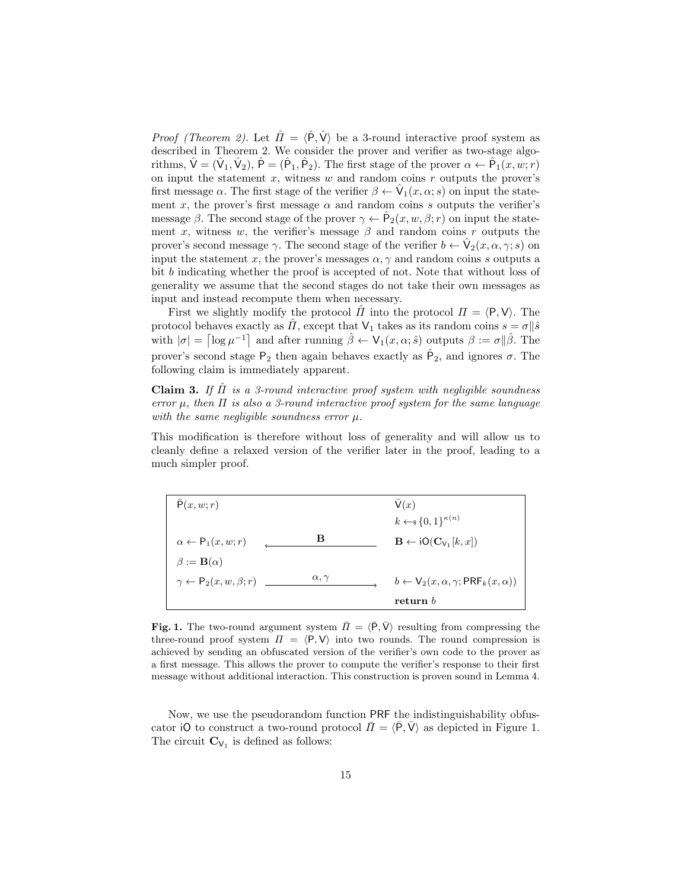*Proof (Theorem 2).* Let $\hat{\Pi} = \langle \hat{\mathsf{P}}, \hat{\mathsf{V}} \rangle$ be a 3-round interactive proof system as described in Theorem 2. We consider the prover and verifier as two-stage algorithms, $\hat{\mathsf{V}} = (\hat{\mathsf{V}}_1, \hat{\mathsf{V}}_2)$, $\hat{\mathsf{P}} = (\hat{\mathsf{P}}_1, \hat{\mathsf{P}}_2)$. The first stage of the prover $\alpha \leftarrow \hat{\mathsf{P}}_1(x, w; r)$ on input the statement $x$, witness $w$ and random coins $r$ outputs the prover's first message $\alpha$. The first stage of the verifier $\beta \leftarrow \hat{\mathsf{V}}_1(x, \alpha; s)$ on input the statement $x$, the prover's first message $\alpha$ and random coins $s$ outputs the verifier's message $\beta$. The second stage of the prover $\gamma \leftarrow \hat{\mathsf{P}}_2(x, w, \beta; r)$ on input the statement $x$, witness $w$, the verifier's message $\beta$ and random coins $r$ outputs the prover's second message $\gamma$. The second stage of the verifier $b \leftarrow \hat{\mathsf{V}}_2(x, \alpha, \gamma; s)$ on input the statement $x$, the prover's messages $\alpha, \gamma$ and random coins $s$ outputs a bit $b$ indicating whether the proof is accepted of not. Note that without loss of generality we assume that the second stages do not take their own messages as input and instead recompute them when necessary.

First we slightly modify the protocol $\hat{\Pi}$ into the protocol $\Pi = \langle \mathsf{P}, \mathsf{V} \rangle$. The protocol behaves exactly as $\hat{\Pi}$, except that $\mathsf{V}_1$ takes as its random coins $s = \sigma \| \hat{s}$ with $|\sigma| = \lceil \log \mu^{-1} \rceil$ and after running $\hat{\beta} \leftarrow \mathsf{V}_1(x, \alpha; \hat{s})$ outputs $\beta := \sigma \| \hat{\beta}$. The prover's second stage $\mathsf{P}_2$ then again behaves exactly as $\hat{\mathsf{P}}_2$, and ignores $\sigma$. The following claim is immediately apparent.

**Claim 3.** *If $\hat{\Pi}$ is a 3-round interactive proof system with negligible soundness error $\mu$, then $\Pi$ is also a 3-round interactive proof system for the same language with the same negligible soundness error $\mu$.*

This modification is therefore without loss of generality and will allow us to cleanly define a relaxed version of the verifier later in the proof, leading to a much simpler proof.

| $\bar{\mathsf{P}}(x, w; r)$ | | $\bar{\mathsf{V}}(x)$ |
|---|---|---|
| | | $k \leftarrow_{\$} \{0,1\}^{\kappa(n)}$ |
| $\alpha \leftarrow \mathsf{P}_1(x, w; r)$ | $\xleftarrow{\quad \mathbf{B} \quad}$ | $\mathbf{B} \leftarrow \mathsf{iO}(\mathbf{C}_{\mathsf{V}_1}[k, x])$ |
| $\beta := \mathbf{B}(\alpha)$ | | |
| $\gamma \leftarrow \mathsf{P}_2(x, w, \beta; r)$ | $\xrightarrow{\quad \alpha, \gamma \quad}$ | $b \leftarrow \mathsf{V}_2(x, \alpha, \gamma; \mathsf{PRF}_k(x, \alpha))$ |
| | | **return** $b$ |

**Fig. 1.** The two-round argument system $\bar{\Pi} = \langle \bar{\mathsf{P}}, \bar{\mathsf{V}} \rangle$ resulting from compressing the three-round proof system $\Pi = \langle \mathsf{P}, \mathsf{V} \rangle$ into two rounds. The round compression is achieved by sending an obfuscated version of the verifier's own code to the prover as a first message. This allows the prover to compute the verifier's response to their first message without additional interaction. This construction is proven sound in Lemma 4.

Now, we use the pseudorandom function $\mathsf{PRF}$ the indistinguishability obfuscator $\mathsf{iO}$ to construct a two-round protocol $\bar{\Pi} = \langle \bar{\mathsf{P}}, \bar{\mathsf{V}} \rangle$ as depicted in Figure 1. The circuit $\mathbf{C}_{\mathsf{V}_1}$ is defined as follows: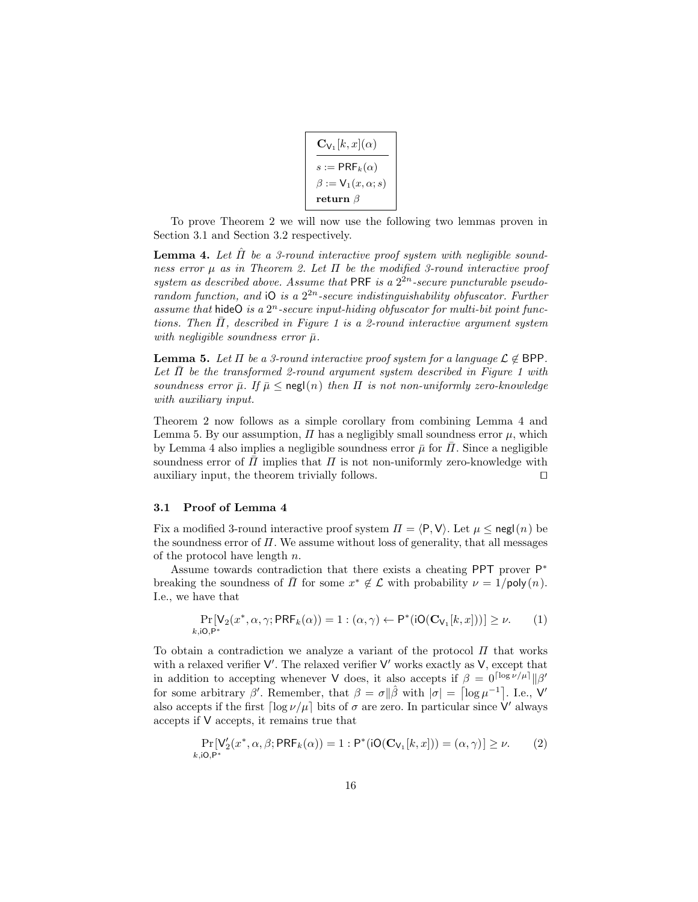$$
\boxed{\begin{array}{l}
\underline{\mathbf{C}_{\mathsf{V}_1}[k,x](\alpha)} \\
s := \mathsf{PRF}_k(\alpha) \\
\beta := \mathsf{V}_1(x,\alpha;s) \\
\textbf{return } \beta
\end{array}}
$$

To prove Theorem 2 we will now use the following two lemmas proven in Section 3.1 and Section 3.2 respectively.

**Lemma 4.** *Let $\hat{\Pi}$ be a 3-round interactive proof system with negligible soundness error $\mu$ as in Theorem 2. Let $\Pi$ be the modified 3-round interactive proof system as described above. Assume that* PRF *is a $2^{2n}$-secure puncturable pseudorandom function, and* iO *is a $2^{2n}$-secure indistinguishability obfuscator. Further assume that* hideO *is a $2^n$-secure input-hiding obfuscator for multi-bit point functions. Then $\bar{\Pi}$, described in Figure 1 is a 2-round interactive argument system with negligible soundness error $\bar{\mu}$.*

**Lemma 5.** *Let $\Pi$ be a 3-round interactive proof system for a language $\mathcal{L} \notin \mathsf{BPP}$. Let $\bar{\Pi}$ be the transformed 2-round argument system described in Figure 1 with soundness error $\bar{\mu}$. If $\bar{\mu} \leq \mathsf{negl}(n)$ then $\Pi$ is not non-uniformly zero-knowledge with auxiliary input.*

Theorem 2 now follows as a simple corollary from combining Lemma 4 and Lemma 5. By our assumption, $\Pi$ has a negligibly small soundness error $\mu$, which by Lemma 4 also implies a negligible soundness error $\bar{\mu}$ for $\bar{\Pi}$. Since a negligible soundness error of $\bar{\Pi}$ implies that $\Pi$ is not non-uniformly zero-knowledge with auxiliary input, the theorem trivially follows. $\square$

### 3.1 Proof of Lemma 4

Fix a modified 3-round interactive proof system $\Pi = \langle \mathsf{P}, \mathsf{V} \rangle$. Let $\mu \leq \mathsf{negl}(n)$ be the soundness error of $\Pi$. We assume without loss of generality, that all messages of the protocol have length $n$.

Assume towards contradiction that there exists a cheating PPT prover $\mathsf{P}^*$ breaking the soundness of $\bar{\Pi}$ for some $x^* \notin \mathcal{L}$ with probability $\nu = 1/\mathsf{poly}(n)$. I.e., we have that

$$
\Pr_{k,\mathsf{iO},\mathsf{P}^*}[\mathsf{V}_2(x^*,\alpha,\gamma;\mathsf{PRF}_k(\alpha)) = 1 : (\alpha,\gamma) \leftarrow \mathsf{P}^*(\mathsf{iO}(\mathbf{C}_{\mathsf{V}_1}[k,x]))] \geq \nu. \tag{1}
$$

To obtain a contradiction we analyze a variant of the protocol $\Pi$ that works with a relaxed verifier $\mathsf{V}'$. The relaxed verifier $\mathsf{V}'$ works exactly as $\mathsf{V}$, except that in addition to accepting whenever $\mathsf{V}$ does, it also accepts if $\beta = 0^{\lceil \log \nu/\mu \rceil} \| \beta'$ for some arbitrary $\beta'$. Remember, that $\beta = \sigma \| \hat{\beta}$ with $|\sigma| = \lceil \log \mu^{-1} \rceil$. I.e., $\mathsf{V}'$ also accepts if the first $\lceil \log \nu/\mu \rceil$ bits of $\sigma$ are zero. In particular since $\mathsf{V}'$ always accepts if $\mathsf{V}$ accepts, it remains true that

$$
\Pr_{k,\mathsf{iO},\mathsf{P}^*}[\mathsf{V}'_2(x^*,\alpha,\beta;\mathsf{PRF}_k(\alpha)) = 1 : \mathsf{P}^*(\mathsf{iO}(\mathbf{C}_{\mathsf{V}_1}[k,x])) = (\alpha,\gamma)] \geq \nu. \tag{2}
$$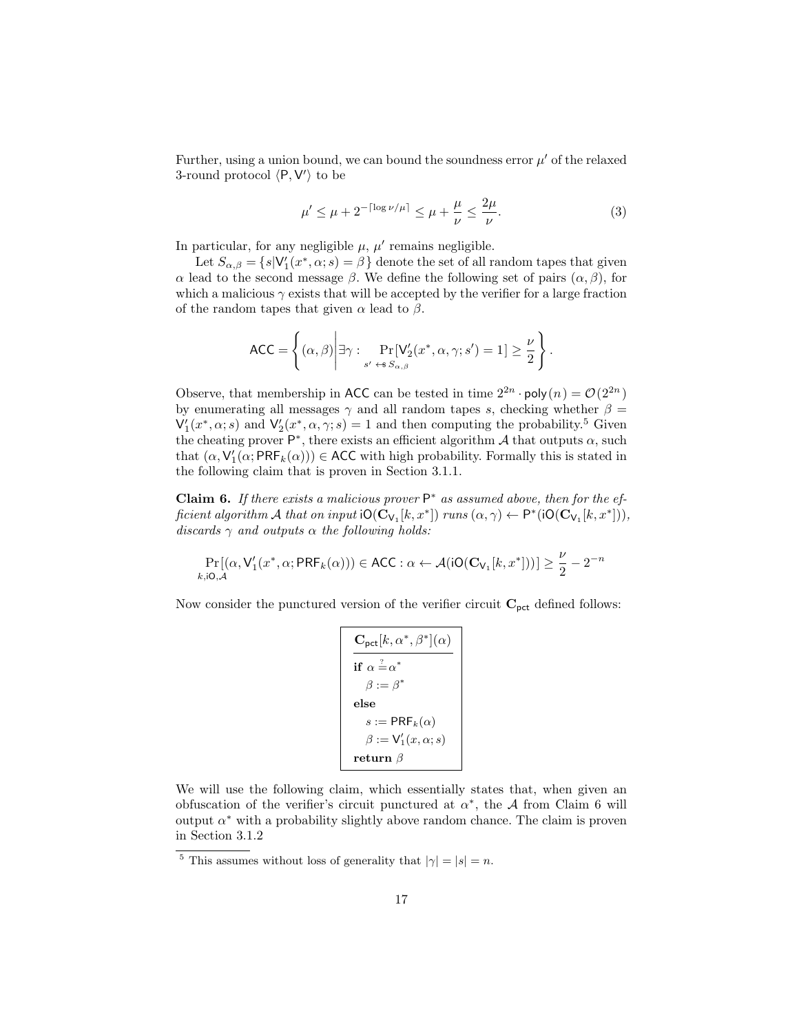Further, using a union bound, we can bound the soundness error $\mu'$ of the relaxed 3-round protocol $\langle \mathsf{P}, \mathsf{V}' \rangle$ to be

$$\mu' \leq \mu + 2^{-\lceil \log \nu/\mu \rceil} \leq \mu + \frac{\mu}{\nu} \leq \frac{2\mu}{\nu}. \tag{3}$$

In particular, for any negligible $\mu$, $\mu'$ remains negligible.

Let $S_{\alpha,\beta} = \{s | \mathsf{V}'_1(x^*, \alpha; s) = \beta\}$ denote the set of all random tapes that given $\alpha$ lead to the second message $\beta$. We define the following set of pairs $(\alpha, \beta)$, for which a malicious $\gamma$ exists that will be accepted by the verifier for a large fraction of the random tapes that given $\alpha$ lead to $\beta$.

$$\mathsf{ACC} = \left\{ (\alpha, \beta) \middle| \exists \gamma : \Pr_{s' \leftarrow\$ S_{\alpha,\beta}}[\mathsf{V}'_2(x^*, \alpha, \gamma; s') = 1] \geq \frac{\nu}{2} \right\}.$$

Observe, that membership in $\mathsf{ACC}$ can be tested in time $2^{2n} \cdot \mathsf{poly}(n) = \mathcal{O}(2^{2n})$ by enumerating all messages $\gamma$ and all random tapes $s$, checking whether $\beta = \mathsf{V}'_1(x^*, \alpha; s)$ and $\mathsf{V}'_2(x^*, \alpha, \gamma; s) = 1$ and then computing the probability.[5] Given the cheating prover $\mathsf{P}^*$, there exists an efficient algorithm $\mathcal{A}$ that outputs $\alpha$, such that $(\alpha, \mathsf{V}'_1(\alpha; \mathsf{PRF}_k(\alpha))) \in \mathsf{ACC}$ with high probability. Formally this is stated in the following claim that is proven in Section 3.1.1.

**Claim 6.** *If there exists a malicious prover $\mathsf{P}^*$ as assumed above, then for the efficient algorithm $\mathcal{A}$ that on input $\mathsf{iO}(\mathbf{C}_{\mathsf{V}_1}[k, x^*])$ runs $(\alpha, \gamma) \leftarrow \mathsf{P}^*(\mathsf{iO}(\mathbf{C}_{\mathsf{V}_1}[k, x^*]))$, discards $\gamma$ and outputs $\alpha$ the following holds:*

$$\Pr_{k,\mathsf{iO},\mathcal{A}}[(\alpha, \mathsf{V}'_1(x^*, \alpha; \mathsf{PRF}_k(\alpha))) \in \mathsf{ACC} : \alpha \leftarrow \mathcal{A}(\mathsf{iO}(\mathbf{C}_{\mathsf{V}_1}[k, x^*]))] \geq \frac{\nu}{2} - 2^{-n}$$

Now consider the punctured version of the verifier circuit $\mathbf{C}_{\mathsf{pct}}$ defined follows:

```
C_pct[k, α*, β*](α)
---------------------
if α =? α*
   β := β*
else
   s := PRF_k(α)
   β := V'_1(x, α; s)
return β
```

We will use the following claim, which essentially states that, when given an obfuscation of the verifier's circuit punctured at $\alpha^*$, the $\mathcal{A}$ from Claim 6 will output $\alpha^*$ with a probability slightly above random chance. The claim is proven in Section 3.1.2

[5] This assumes without loss of generality that $|\gamma| = |s| = n$.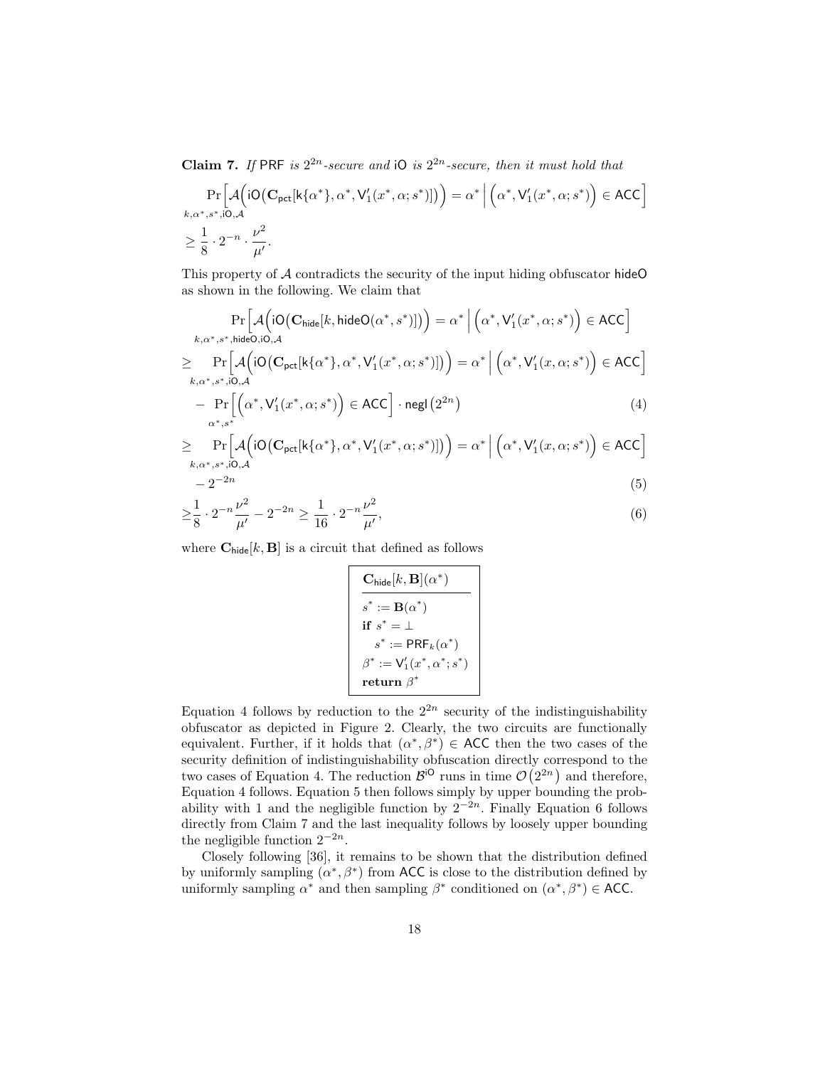**Claim 7.** *If* PRF *is* $2^{2n}$*-secure and* iO *is* $2^{2n}$*-secure, then it must hold that*

$$\Pr_{k,\alpha^*,s^*,\mathsf{iO},\mathcal{A}}\Big[\mathcal{A}\Big(\mathsf{iO}\big(\mathbf{C}_{\mathsf{pct}}[\mathsf{k}\{\alpha^*\},\alpha^*,\mathsf{V}_1'(x^*,\alpha;s^*)]\big)\Big)=\alpha^*\;\Big|\;\Big(\alpha^*,\mathsf{V}_1'(x^*,\alpha;s^*)\Big)\in\mathsf{ACC}\Big]$$
$$\geq \frac{1}{8}\cdot 2^{-n}\cdot\frac{\nu^2}{\mu'}.$$

This property of $\mathcal{A}$ contradicts the security of the input hiding obfuscator hideO as shown in the following. We claim that

$$\Pr_{k,\alpha^*,s^*,\mathsf{hideO},\mathsf{iO},\mathcal{A}}\Big[\mathcal{A}\Big(\mathsf{iO}\big(\mathbf{C}_{\mathsf{hide}}[k,\mathsf{hideO}(\alpha^*,s^*)]\big)\Big)=\alpha^*\;\Big|\;\Big(\alpha^*,\mathsf{V}_1'(x^*,\alpha;s^*)\Big)\in\mathsf{ACC}\Big]$$

$$\geq \Pr_{k,\alpha^*,s^*,\mathsf{iO},\mathcal{A}}\Big[\mathcal{A}\Big(\mathsf{iO}\big(\mathbf{C}_{\mathsf{pct}}[\mathsf{k}\{\alpha^*\},\alpha^*,\mathsf{V}_1'(x^*,\alpha;s^*)]\big)\Big)=\alpha^*\;\Big|\;\Big(\alpha^*,\mathsf{V}_1'(x,\alpha;s^*)\Big)\in\mathsf{ACC}\Big]$$
$$-\Pr_{\alpha^*,s^*}\Big[\Big(\alpha^*,\mathsf{V}_1'(x^*,\alpha;s^*)\Big)\in\mathsf{ACC}\Big]\cdot\mathsf{negl}\left(2^{2n}\right)\tag{4}$$

$$\geq \Pr_{k,\alpha^*,s^*,\mathsf{iO},\mathcal{A}}\Big[\mathcal{A}\Big(\mathsf{iO}\big(\mathbf{C}_{\mathsf{pct}}[\mathsf{k}\{\alpha^*\},\alpha^*,\mathsf{V}_1'(x^*,\alpha;s^*)]\big)\Big)=\alpha^*\;\Big|\;\Big(\alpha^*,\mathsf{V}_1'(x,\alpha;s^*)\Big)\in\mathsf{ACC}\Big]$$
$$-2^{-2n}\tag{5}$$

$$\geq\frac{1}{8}\cdot 2^{-n}\frac{\nu^2}{\mu'}-2^{-2n}\geq\frac{1}{16}\cdot 2^{-n}\frac{\nu^2}{\mu'},\tag{6}$$

where $\mathbf{C}_{\mathsf{hide}}[k,\mathbf{B}]$ is a circuit that defined as follows

```
C_hide[k, B](α*)
-----------------
s* := B(α*)
if s* = ⊥
   s* := PRF_k(α*)
β* := V'_1(x*, α*; s*)
return β*
```

Equation 4 follows by reduction to the $2^{2n}$ security of the indistinguishability obfuscator as depicted in Figure 2. Clearly, the two circuits are functionally equivalent. Further, if it holds that $(\alpha^*,\beta^*)\in\mathsf{ACC}$ then the two cases of the security definition of indistinguishability obfuscation directly correspond to the two cases of Equation 4. The reduction $\mathcal{B}^{\mathsf{iO}}$ runs in time $\mathcal{O}\left(2^{2n}\right)$ and therefore, Equation 4 follows. Equation 5 then follows simply by upper bounding the probability with 1 and the negligible function by $2^{-2n}$. Finally Equation 6 follows directly from Claim 7 and the last inequality follows by loosely upper bounding the negligible function $2^{-2n}$.

Closely following [36], it remains to be shown that the distribution defined by uniformly sampling $(\alpha^*,\beta^*)$ from ACC is close to the distribution defined by uniformly sampling $\alpha^*$ and then sampling $\beta^*$ conditioned on $(\alpha^*,\beta^*)\in\mathsf{ACC}$.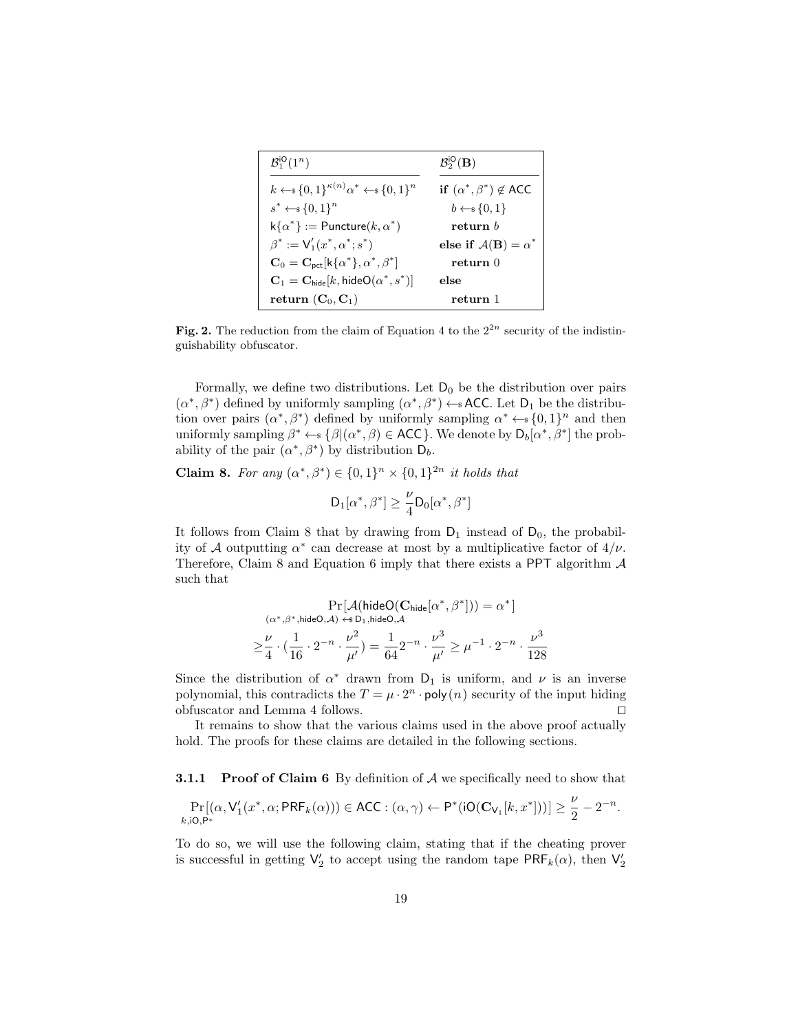| $\mathcal{B}_1^{\mathsf{iO}}(1^n)$ | $\mathcal{B}_2^{\mathsf{iO}}(\mathbf{B})$ |
|---|---|
| $k \leftarrow_\$ \{0,1\}^{\kappa(n)} \alpha^* \leftarrow_\$ \{0,1\}^n$ | **if** $(\alpha^*, \beta^*) \notin \mathsf{ACC}$ |
| $s^* \leftarrow_\$ \{0,1\}^n$ | $\quad b \leftarrow_\$ \{0,1\}$ |
| $\mathsf{k}\{\alpha^*\} := \mathsf{Puncture}(k, \alpha^*)$ | $\quad$ **return** $b$ |
| $\beta^* := \mathsf{V}_1'(x^*, \alpha^*; s^*)$ | **else if** $\mathcal{A}(\mathbf{B}) = \alpha^*$ |
| $\mathbf{C}_0 = \mathbf{C}_{\mathsf{pct}}[\mathsf{k}\{\alpha^*\}, \alpha^*, \beta^*]$ | $\quad$ **return** 0 |
| $\mathbf{C}_1 = \mathbf{C}_{\mathsf{hide}}[k, \mathsf{hideO}(\alpha^*, s^*)]$ | **else** |
| **return** $(\mathbf{C}_0, \mathbf{C}_1)$ | $\quad$ **return** 1 |

**Fig. 2.** The reduction from the claim of Equation 4 to the $2^{2n}$ security of the indistinguishability obfuscator.

Formally, we define two distributions. Let $\mathsf{D}_0$ be the distribution over pairs $(\alpha^*, \beta^*)$ defined by uniformly sampling $(\alpha^*, \beta^*) \leftarrow_\$ \mathsf{ACC}$. Let $\mathsf{D}_1$ be the distribution over pairs $(\alpha^*, \beta^*)$ defined by uniformly sampling $\alpha^* \leftarrow_\$ \{0,1\}^n$ and then uniformly sampling $\beta^* \leftarrow_\$ \{\beta | (\alpha^*, \beta) \in \mathsf{ACC}\}$. We denote by $\mathsf{D}_b[\alpha^*, \beta^*]$ the probability of the pair $(\alpha^*, \beta^*)$ by distribution $\mathsf{D}_b$.

**Claim 8.** *For any $(\alpha^*, \beta^*) \in \{0,1\}^n \times \{0,1\}^{2n}$ it holds that*

$$\mathsf{D}_1[\alpha^*, \beta^*] \geq \frac{\nu}{4} \mathsf{D}_0[\alpha^*, \beta^*]$$

It follows from Claim 8 that by drawing from $\mathsf{D}_1$ instead of $\mathsf{D}_0$, the probability of $\mathcal{A}$ outputting $\alpha^*$ can decrease at most by a multiplicative factor of $4/\nu$. Therefore, Claim 8 and Equation 6 imply that there exists a PPT algorithm $\mathcal{A}$ such that

$$\Pr_{(\alpha^*, \beta^*, \mathsf{hideO}, \mathcal{A}) \leftarrow_\$ \mathsf{D}_1, \mathsf{hideO}, \mathcal{A}}[\mathcal{A}(\mathsf{hideO}(\mathbf{C}_{\mathsf{hide}}[\alpha^*, \beta^*])) = \alpha^*]$$
$$\geq \frac{\nu}{4} \cdot (\frac{1}{16} \cdot 2^{-n} \cdot \frac{\nu^2}{\mu'}) = \frac{1}{64} 2^{-n} \cdot \frac{\nu^3}{\mu'} \geq \mu^{-1} \cdot 2^{-n} \cdot \frac{\nu^3}{128}$$

Since the distribution of $\alpha^*$ drawn from $\mathsf{D}_1$ is uniform, and $\nu$ is an inverse polynomial, this contradicts the $T = \mu \cdot 2^n \cdot \mathsf{poly}(n)$ security of the input hiding obfuscator and Lemma 4 follows. ☐

It remains to show that the various claims used in the above proof actually hold. The proofs for these claims are detailed in the following sections.

#### 3.1.1 Proof of Claim 6

By definition of $\mathcal{A}$ we specifically need to show that

$$\Pr_{k, \mathsf{iO}, \mathsf{P}^*}[(\alpha, \mathsf{V}_1'(x^*, \alpha; \mathsf{PRF}_k(\alpha))) \in \mathsf{ACC} : (\alpha, \gamma) \leftarrow \mathsf{P}^*(\mathsf{iO}(\mathbf{C}_{\mathsf{V}_1}[k, x^*]))] \geq \frac{\nu}{2} - 2^{-n}.$$

To do so, we will use the following claim, stating that if the cheating prover is successful in getting $\mathsf{V}_2'$ to accept using the random tape $\mathsf{PRF}_k(\alpha)$, then $\mathsf{V}_2'$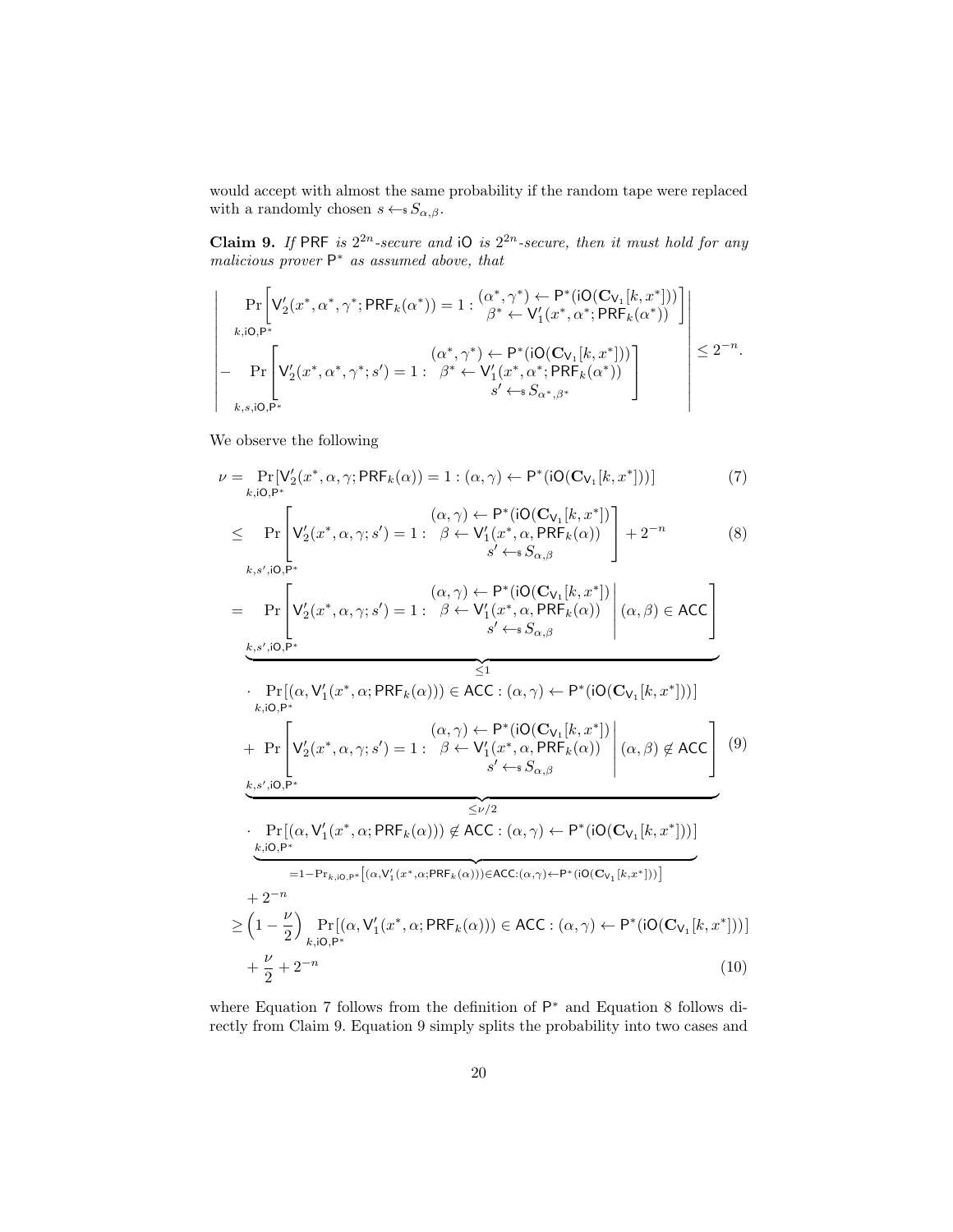would accept with almost the same probability if the random tape were replaced with a randomly chosen $s \leftarrow\!\!\$\, S_{\alpha,\beta}$.

**Claim 9.** *If* $\mathsf{PRF}$ *is* $2^{2n}$*-secure and* $\mathsf{iO}$ *is* $2^{2n}$*-secure, then it must hold for any malicious prover* $\mathsf{P}^*$ *as assumed above, that*

$$\left| \begin{array}{l} \Pr\limits_{k,\mathsf{iO},\mathsf{P}^*}\left[\mathsf{V}_2'(x^*,\alpha^*,\gamma^*;\mathsf{PRF}_k(\alpha^*)) = 1 : \begin{array}{c}(\alpha^*,\gamma^*) \leftarrow \mathsf{P}^*(\mathsf{iO}(\mathbf{C}_{\mathsf{V}_1}[k,x^*])) \\ \beta^* \leftarrow \mathsf{V}_1'(x^*,\alpha^*;\mathsf{PRF}_k(\alpha^*))\end{array}\right] \\ - \Pr\limits_{k,s,\mathsf{iO},\mathsf{P}^*}\left[\mathsf{V}_2'(x^*,\alpha^*,\gamma^*;s') = 1 : \begin{array}{c}(\alpha^*,\gamma^*) \leftarrow \mathsf{P}^*(\mathsf{iO}(\mathbf{C}_{\mathsf{V}_1}[k,x^*])) \\ \beta^* \leftarrow \mathsf{V}_1'(x^*,\alpha^*;\mathsf{PRF}_k(\alpha^*)) \\ s' \leftarrow\!\!\$\, S_{\alpha^*,\beta^*}\end{array}\right] \end{array} \right| \leq 2^{-n}.$$

We observe the following

$$\nu = \Pr_{k,\mathsf{iO},\mathsf{P}^*}[\mathsf{V}_2'(x^*,\alpha,\gamma;\mathsf{PRF}_k(\alpha)) = 1 : (\alpha,\gamma) \leftarrow \mathsf{P}^*(\mathsf{iO}(\mathbf{C}_{\mathsf{V}_1}[k,x^*]))] \tag{7}$$

$$\leq \Pr_{k,s',\mathsf{iO},\mathsf{P}^*}\left[\mathsf{V}_2'(x^*,\alpha,\gamma;s') = 1 : \begin{array}{c}(\alpha,\gamma) \leftarrow \mathsf{P}^*(\mathsf{iO}(\mathbf{C}_{\mathsf{V}_1}[k,x^*]) \\ \beta \leftarrow \mathsf{V}_1'(x^*,\alpha,\mathsf{PRF}_k(\alpha)) \\ s' \leftarrow\!\!\$\, S_{\alpha,\beta}\end{array}\right] + 2^{-n} \tag{8}$$

$$\begin{aligned} = {} & \underbrace{\Pr_{k,s',\mathsf{iO},\mathsf{P}^*}\left[\mathsf{V}_2'(x^*,\alpha,\gamma;s') = 1 : \begin{array}{c}(\alpha,\gamma) \leftarrow \mathsf{P}^*(\mathsf{iO}(\mathbf{C}_{\mathsf{V}_1}[k,x^*]) \\ \beta \leftarrow \mathsf{V}_1'(x^*,\alpha,\mathsf{PRF}_k(\alpha)) \\ s' \leftarrow\!\!\$\, S_{\alpha,\beta}\end{array} \middle| (\alpha,\beta) \in \mathsf{ACC}\right]}_{\leq 1} \\ & \cdot \Pr_{k,\mathsf{iO},\mathsf{P}^*}[(\alpha,\mathsf{V}_1'(x^*,\alpha;\mathsf{PRF}_k(\alpha))) \in \mathsf{ACC} : (\alpha,\gamma) \leftarrow \mathsf{P}^*(\mathsf{iO}(\mathbf{C}_{\mathsf{V}_1}[k,x^*]))] \\ & + \underbrace{\Pr_{k,s',\mathsf{iO},\mathsf{P}^*}\left[\mathsf{V}_2'(x^*,\alpha,\gamma;s') = 1 : \begin{array}{c}(\alpha,\gamma) \leftarrow \mathsf{P}^*(\mathsf{iO}(\mathbf{C}_{\mathsf{V}_1}[k,x^*]) \\ \beta \leftarrow \mathsf{V}_1'(x^*,\alpha,\mathsf{PRF}_k(\alpha)) \\ s' \leftarrow\!\!\$\, S_{\alpha,\beta}\end{array} \middle| (\alpha,\beta) \notin \mathsf{ACC}\right]}_{\leq \nu/2} \\ & \cdot \underbrace{\Pr_{k,\mathsf{iO},\mathsf{P}^*}[(\alpha,\mathsf{V}_1'(x^*,\alpha;\mathsf{PRF}_k(\alpha))) \notin \mathsf{ACC} : (\alpha,\gamma) \leftarrow \mathsf{P}^*(\mathsf{iO}(\mathbf{C}_{\mathsf{V}_1}[k,x^*]))]}_{=1-\Pr_{k,\mathsf{iO},\mathsf{P}^*}[(\alpha,\mathsf{V}_1'(x^*,\alpha;\mathsf{PRF}_k(\alpha)))\in\mathsf{ACC}:(\alpha,\gamma)\leftarrow\mathsf{P}^*(\mathsf{iO}(\mathbf{C}_{\mathsf{V}_1}[k,x^*]))]} \\ & + 2^{-n} \end{aligned} \tag{9}$$

$$\geq \left(1 - \frac{\nu}{2}\right) \Pr_{k,\mathsf{iO},\mathsf{P}^*}[(\alpha,\mathsf{V}_1'(x^*,\alpha;\mathsf{PRF}_k(\alpha))) \in \mathsf{ACC} : (\alpha,\gamma) \leftarrow \mathsf{P}^*(\mathsf{iO}(\mathbf{C}_{\mathsf{V}_1}[k,x^*]))] + \frac{\nu}{2} + 2^{-n} \tag{10}$$

where Equation 7 follows from the definition of $\mathsf{P}^*$ and Equation 8 follows directly from Claim 9. Equation 9 simply splits the probability into two cases and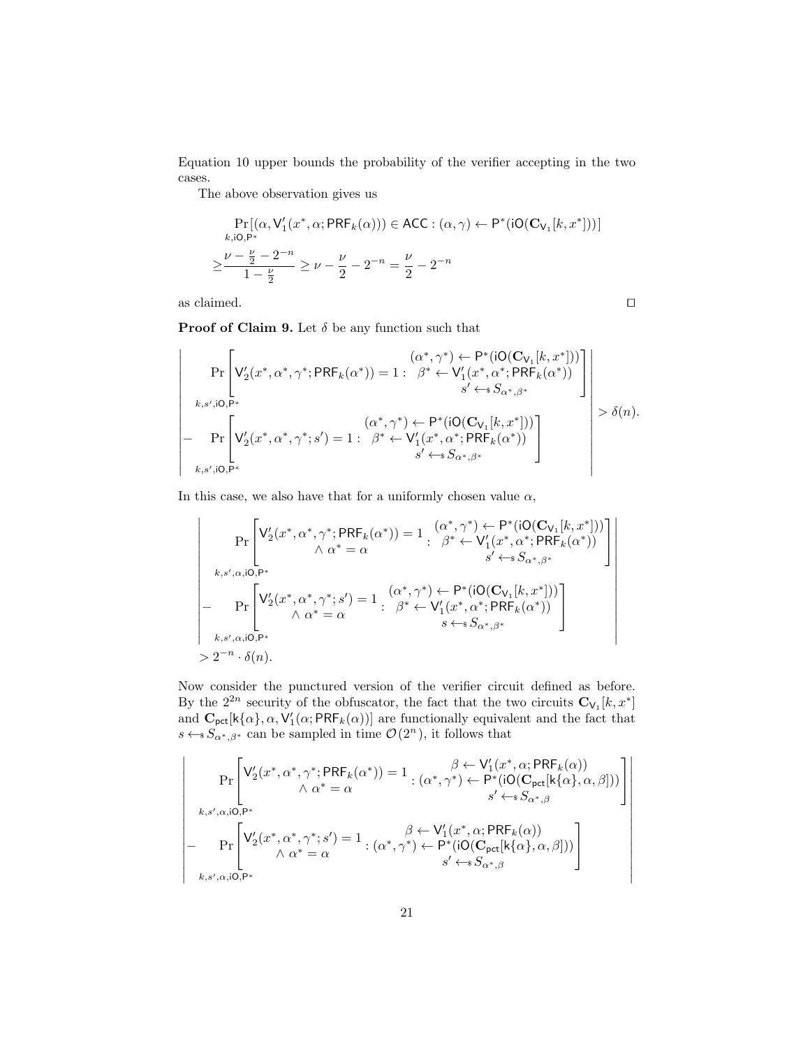Equation 10 upper bounds the probability of the verifier accepting in the two cases.

The above observation gives us

$$
\begin{aligned}
&\Pr_{k,\mathsf{iO},\mathsf{P}^*}[(\alpha, \mathsf{V}'_1(x^*, \alpha; \mathsf{PRF}_k(\alpha))) \in \mathsf{ACC} : (\alpha, \gamma) \leftarrow \mathsf{P}^*(\mathsf{iO}(\mathbf{C}_{\mathsf{V}_1}[k, x^*]))] \\
\geq &\frac{\nu - \frac{\nu}{2} - 2^{-n}}{1 - \frac{\nu}{2}} \geq \nu - \frac{\nu}{2} - 2^{-n} = \frac{\nu}{2} - 2^{-n}
\end{aligned}
$$

as claimed. $\square$

**Proof of Claim 9.** Let $\delta$ be any function such that

$$
\left| \begin{array}{l}
\Pr_{k,s',\mathsf{iO},\mathsf{P}^*}\left[ \mathsf{V}'_2(x^*, \alpha^*, \gamma^*; \mathsf{PRF}_k(\alpha^*)) = 1 : \begin{array}{c} (\alpha^*, \gamma^*) \leftarrow \mathsf{P}^*(\mathsf{iO}(\mathbf{C}_{\mathsf{V}_1}[k, x^*])) \\ \beta^* \leftarrow \mathsf{V}'_1(x^*, \alpha^*; \mathsf{PRF}_k(\alpha^*)) \\ s' \leftarrow_{\$} S_{\alpha^*, \beta^*} \end{array} \right] \\
- \Pr_{k,s',\mathsf{iO},\mathsf{P}^*}\left[ \mathsf{V}'_2(x^*, \alpha^*, \gamma^*; s') = 1 : \begin{array}{c} (\alpha^*, \gamma^*) \leftarrow \mathsf{P}^*(\mathsf{iO}(\mathbf{C}_{\mathsf{V}_1}[k, x^*])) \\ \beta^* \leftarrow \mathsf{V}'_1(x^*, \alpha^*; \mathsf{PRF}_k(\alpha^*)) \\ s' \leftarrow_{\$} S_{\alpha^*, \beta^*} \end{array} \right]
\end{array} \right| > \delta(n).
$$

In this case, we also have that for a uniformly chosen value $\alpha$,

$$
\left| \begin{array}{l}
\Pr_{k,s',\alpha,\mathsf{iO},\mathsf{P}^*}\left[ \begin{array}{c} \mathsf{V}'_2(x^*, \alpha^*, \gamma^*; \mathsf{PRF}_k(\alpha^*)) = 1 \\ \wedge\ \alpha^* = \alpha \end{array} : \begin{array}{c} (\alpha^*, \gamma^*) \leftarrow \mathsf{P}^*(\mathsf{iO}(\mathbf{C}_{\mathsf{V}_1}[k, x^*])) \\ \beta^* \leftarrow \mathsf{V}'_1(x^*, \alpha^*; \mathsf{PRF}_k(\alpha^*)) \\ s' \leftarrow_{\$} S_{\alpha^*, \beta^*} \end{array} \right] \\
- \Pr_{k,s',\alpha,\mathsf{iO},\mathsf{P}^*}\left[ \begin{array}{c} \mathsf{V}'_2(x^*, \alpha^*, \gamma^*; s') = 1 \\ \wedge\ \alpha^* = \alpha \end{array} : \begin{array}{c} (\alpha^*, \gamma^*) \leftarrow \mathsf{P}^*(\mathsf{iO}(\mathbf{C}_{\mathsf{V}_1}[k, x^*])) \\ \beta^* \leftarrow \mathsf{V}'_1(x^*, \alpha^*; \mathsf{PRF}_k(\alpha^*)) \\ s \leftarrow_{\$} S_{\alpha^*, \beta^*} \end{array} \right] \\
> 2^{-n} \cdot \delta(n).
\end{array} \right|
$$

Now consider the punctured version of the verifier circuit defined as before. By the $2^{2n}$ security of the obfuscator, the fact that the two circuits $\mathbf{C}_{\mathsf{V}_1}[k, x^*]$ and $\mathbf{C}_{\mathsf{pct}}[\mathsf{k}\{\alpha\}, \alpha, \mathsf{V}'_1(\alpha; \mathsf{PRF}_k(\alpha))]$ are functionally equivalent and the fact that $s \leftarrow_{\$} S_{\alpha^*, \beta^*}$ can be sampled in time $\mathcal{O}(2^n)$, it follows that

$$
\left| \begin{array}{l}
\Pr_{k,s',\alpha,\mathsf{iO},\mathsf{P}^*}\left[ \begin{array}{c} \mathsf{V}'_2(x^*, \alpha^*, \gamma^*; \mathsf{PRF}_k(\alpha^*)) = 1 \\ \wedge\ \alpha^* = \alpha \end{array} : \begin{array}{c} \beta \leftarrow \mathsf{V}'_1(x^*, \alpha; \mathsf{PRF}_k(\alpha)) \\ (\alpha^*, \gamma^*) \leftarrow \mathsf{P}^*(\mathsf{iO}(\mathbf{C}_{\mathsf{pct}}[\mathsf{k}\{\alpha\}, \alpha, \beta])) \\ s' \leftarrow_{\$} S_{\alpha^*, \beta} \end{array} \right] \\
- \Pr_{k,s',\alpha,\mathsf{iO},\mathsf{P}^*}\left[ \begin{array}{c} \mathsf{V}'_2(x^*, \alpha^*, \gamma^*; s') = 1 \\ \wedge\ \alpha^* = \alpha \end{array} : \begin{array}{c} \beta \leftarrow \mathsf{V}'_1(x^*, \alpha; \mathsf{PRF}_k(\alpha)) \\ (\alpha^*, \gamma^*) \leftarrow \mathsf{P}^*(\mathsf{iO}(\mathbf{C}_{\mathsf{pct}}[\mathsf{k}\{\alpha\}, \alpha, \beta])) \\ s' \leftarrow_{\$} S_{\alpha^*, \beta} \end{array} \right]
\end{array} \right|
$$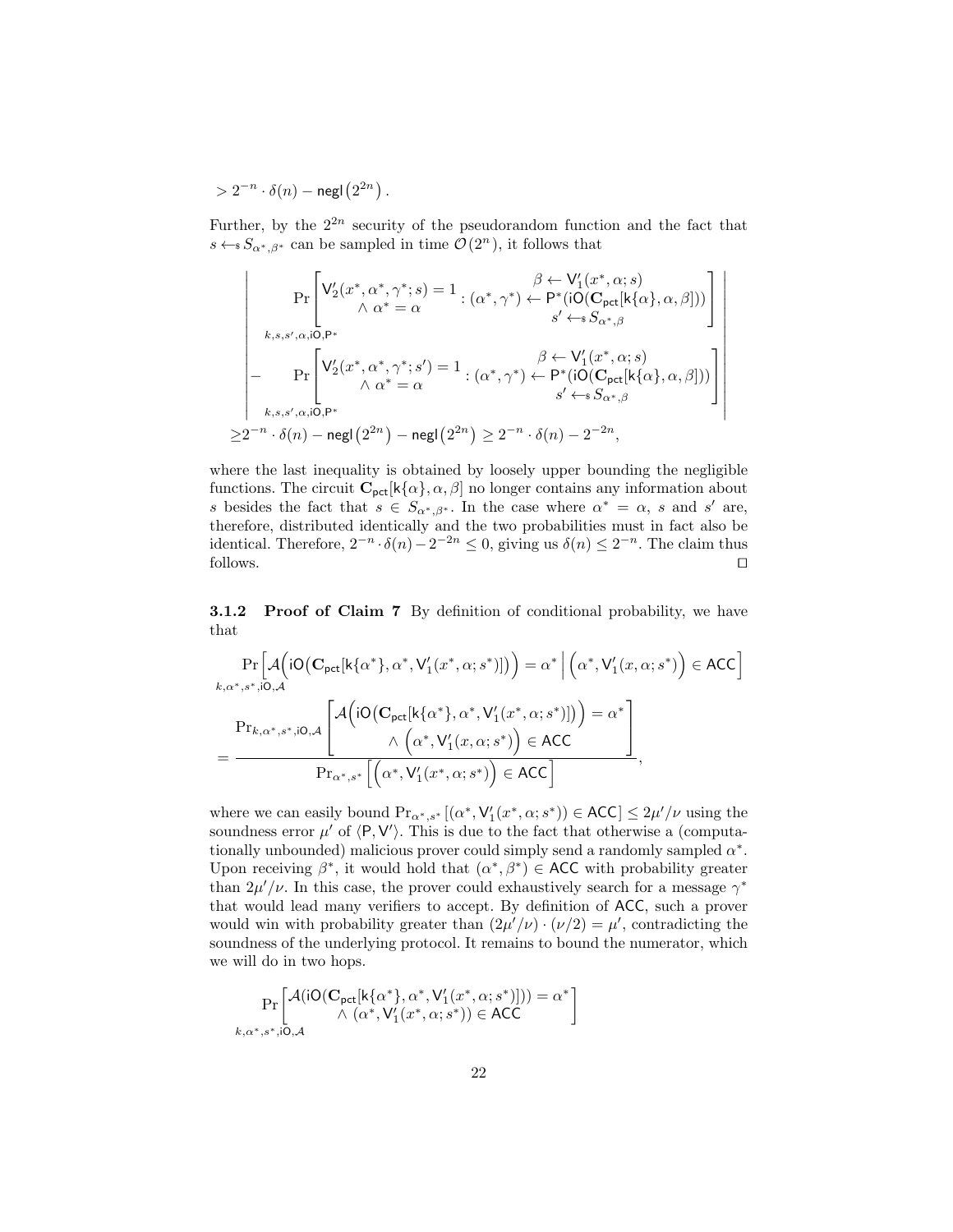$$> 2^{-n} \cdot \delta(n) - \mathsf{negl}\left(2^{2n}\right).$$

Further, by the $2^{2n}$ security of the pseudorandom function and the fact that $s \leftarrow_{\$} S_{\alpha^*,\beta^*}$ can be sampled in time $\mathcal{O}(2^n)$, it follows that

$$\begin{aligned}
&\left| \Pr_{k,s,s',\alpha,\mathsf{iO},\mathsf{P}^*}\left[ \begin{array}{c}\mathsf{V}_2'(x^*,\alpha^*,\gamma^*;s) = 1 \\ \wedge\ \alpha^* = \alpha\end{array} : \begin{array}{c}\beta \leftarrow \mathsf{V}_1'(x^*,\alpha;s) \\ (\alpha^*,\gamma^*) \leftarrow \mathsf{P}^*(\mathsf{iO}(\mathbf{C}_{\mathsf{pct}}[\mathsf{k}\{\alpha\},\alpha,\beta])) \\ s' \leftarrow_{\$} S_{\alpha^*,\beta}\end{array}\right] \right. \\
&\left. - \Pr_{k,s,s',\alpha,\mathsf{iO},\mathsf{P}^*}\left[ \begin{array}{c}\mathsf{V}_2'(x^*,\alpha^*,\gamma^*;s') = 1 \\ \wedge\ \alpha^* = \alpha\end{array} : \begin{array}{c}\beta \leftarrow \mathsf{V}_1'(x^*,\alpha;s) \\ (\alpha^*,\gamma^*) \leftarrow \mathsf{P}^*(\mathsf{iO}(\mathbf{C}_{\mathsf{pct}}[\mathsf{k}\{\alpha\},\alpha,\beta])) \\ s' \leftarrow_{\$} S_{\alpha^*,\beta}\end{array}\right] \right| \\
&\geq 2^{-n} \cdot \delta(n) - \mathsf{negl}\left(2^{2n}\right) - \mathsf{negl}\left(2^{2n}\right) \geq 2^{-n} \cdot \delta(n) - 2^{-2n},
\end{aligned}$$

where the last inequality is obtained by loosely upper bounding the negligible functions. The circuit $\mathbf{C}_{\mathsf{pct}}[\mathsf{k}\{\alpha\},\alpha,\beta]$ no longer contains any information about $s$ besides the fact that $s \in S_{\alpha^*,\beta^*}$. In the case where $\alpha^* = \alpha$, $s$ and $s'$ are, therefore, distributed identically and the two probabilities must in fact also be identical. Therefore, $2^{-n} \cdot \delta(n) - 2^{-2n} \leq 0$, giving us $\delta(n) \leq 2^{-n}$. The claim thus follows. ◻

#### 3.1.2 Proof of Claim 7

By definition of conditional probability, we have that

$$\begin{aligned}
&\Pr_{k,\alpha^*,s^*,\mathsf{iO},\mathcal{A}}\left[\mathcal{A}\Big(\mathsf{iO}\big(\mathbf{C}_{\mathsf{pct}}[\mathsf{k}\{\alpha^*\},\alpha^*,\mathsf{V}_1'(x^*,\alpha;s^*)]\big)\Big) = \alpha^* \;\Big|\; \Big(\alpha^*,\mathsf{V}_1'(x,\alpha;s^*)\Big) \in \mathsf{ACC}\right] \\
&= \frac{\Pr_{k,\alpha^*,s^*,\mathsf{iO},\mathcal{A}}\left[\begin{array}{c}\mathcal{A}\Big(\mathsf{iO}\big(\mathbf{C}_{\mathsf{pct}}[\mathsf{k}\{\alpha^*\},\alpha^*,\mathsf{V}_1'(x^*,\alpha;s^*)]\big)\Big) = \alpha^* \\ \wedge\ \Big(\alpha^*,\mathsf{V}_1'(x,\alpha;s^*)\Big) \in \mathsf{ACC}\end{array}\right]}{\Pr_{\alpha^*,s^*}\left[\Big(\alpha^*,\mathsf{V}_1'(x^*,\alpha;s^*)\Big) \in \mathsf{ACC}\right]},
\end{aligned}$$

where we can easily bound $\Pr_{\alpha^*,s^*}[(\alpha^*,\mathsf{V}_1'(x^*,\alpha;s^*)) \in \mathsf{ACC}] \leq 2\mu'/\nu$ using the soundness error $\mu'$ of $\langle \mathsf{P},\mathsf{V}' \rangle$. This is due to the fact that otherwise a (computationally unbounded) malicious prover could simply send a randomly sampled $\alpha^*$. Upon receiving $\beta^*$, it would hold that $(\alpha^*,\beta^*) \in \mathsf{ACC}$ with probability greater than $2\mu'/\nu$. In this case, the prover could exhaustively search for a message $\gamma^*$ that would lead many verifiers to accept. By definition of $\mathsf{ACC}$, such a prover would win with probability greater than $(2\mu'/\nu) \cdot (\nu/2) = \mu'$, contradicting the soundness of the underlying protocol. It remains to bound the numerator, which we will do in two hops.

$$\Pr_{k,\alpha^*,s^*,\mathsf{iO},\mathcal{A}}\left[\begin{array}{c}\mathcal{A}(\mathsf{iO}(\mathbf{C}_{\mathsf{pct}}[\mathsf{k}\{\alpha^*\},\alpha^*,\mathsf{V}_1'(x^*,\alpha;s^*)])) = \alpha^* \\ \wedge\ (\alpha^*,\mathsf{V}_1'(x^*,\alpha;s^*)) \in \mathsf{ACC}\end{array}\right]$$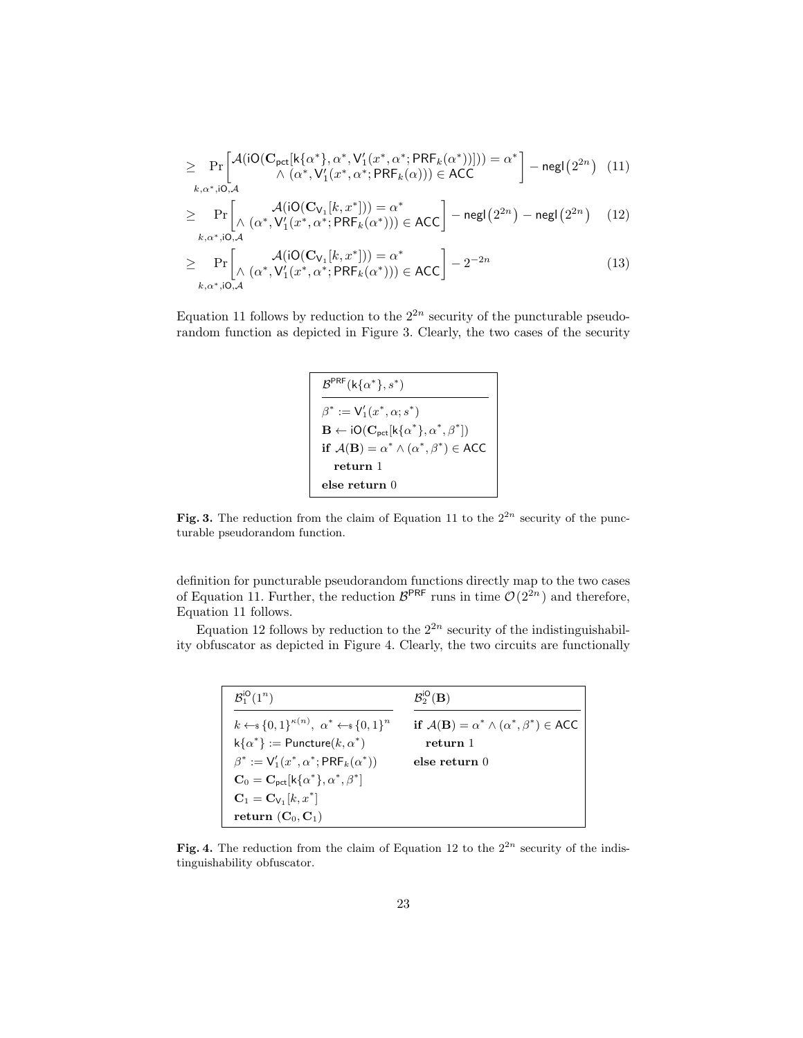$$
\geq \Pr_{k,\alpha^*,\mathsf{iO},\mathcal{A}}\left[\begin{array}{c}\mathcal{A}(\mathsf{iO}(\mathbf{C}_{\mathsf{pct}}[\mathsf{k}\{\alpha^*\},\alpha^*,\mathsf{V}_1'(x^*,\alpha^*;\mathsf{PRF}_k(\alpha^*))])) = \alpha^* \\ \wedge\ (\alpha^*,\mathsf{V}_1'(x^*,\alpha^*;\mathsf{PRF}_k(\alpha))) \in \mathsf{ACC}\end{array}\right] - \mathsf{negl}\left(2^{2n}\right) \quad (11)
$$

$$
\geq \Pr_{k,\alpha^*,\mathsf{iO},\mathcal{A}}\left[\begin{array}{c}\mathcal{A}(\mathsf{iO}(\mathbf{C}_{\mathsf{V}_1}[k,x^*])) = \alpha^* \\ \wedge\ (\alpha^*,\mathsf{V}_1'(x^*,\alpha^*;\mathsf{PRF}_k(\alpha^*))) \in \mathsf{ACC}\end{array}\right] - \mathsf{negl}\left(2^{2n}\right) - \mathsf{negl}\left(2^{2n}\right) \quad (12)
$$

$$
\geq \Pr_{k,\alpha^*,\mathsf{iO},\mathcal{A}}\left[\begin{array}{c}\mathcal{A}(\mathsf{iO}(\mathbf{C}_{\mathsf{V}_1}[k,x^*])) = \alpha^* \\ \wedge\ (\alpha^*,\mathsf{V}_1'(x^*,\alpha^*;\mathsf{PRF}_k(\alpha^*))) \in \mathsf{ACC}\end{array}\right] - 2^{-2n} \quad (13)
$$

Equation 11 follows by reduction to the $2^{2n}$ security of the puncturable pseudorandom function as depicted in Figure 3. Clearly, the two cases of the security

```
B^PRF(k{α*}, s*)
-----------------------------------
β* := V'_1(x*, α; s*)
B ← iO(C_pct[k{α*}, α*, β*])
if A(B) = α* ∧ (α*, β*) ∈ ACC
  return 1
else return 0
```

**Fig. 3.** The reduction from the claim of Equation 11 to the $2^{2n}$ security of the puncturable pseudorandom function.

definition for puncturable pseudorandom functions directly map to the two cases of Equation 11. Further, the reduction $\mathcal{B}^{\mathsf{PRF}}$ runs in time $\mathcal{O}(2^{2n})$ and therefore, Equation 11 follows.

Equation 12 follows by reduction to the $2^{2n}$ security of the indistinguishability obfuscator as depicted in Figure 4. Clearly, the two circuits are functionally

```
B_1^iO(1^n)                                  B_2^iO(B)
-----------------------------------          -----------------------------------
k ←$ {0,1}^κ(n),  α* ←$ {0,1}^n              if A(B) = α* ∧ (α*, β*) ∈ ACC
k{α*} := Puncture(k, α*)                       return 1
β* := V'_1(x*, α*; PRF_k(α*))                else return 0
C_0 = C_pct[k{α*}, α*, β*]
C_1 = C_V1[k, x*]
return (C_0, C_1)
```

**Fig. 4.** The reduction from the claim of Equation 12 to the $2^{2n}$ security of the indistinguishability obfuscator.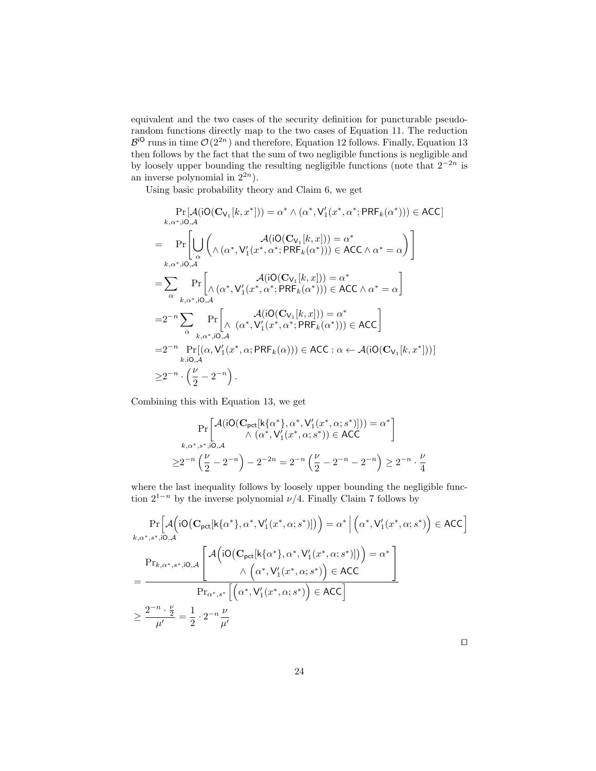equivalent and the two cases of the security definition for puncturable pseudorandom functions directly map to the two cases of Equation 11. The reduction $\mathcal{B}^{\mathsf{iO}}$ runs in time $\mathcal{O}(2^{2n})$ and therefore, Equation 12 follows. Finally, Equation 13 then follows by the fact that the sum of two negligible functions is negligible and by loosely upper bounding the resulting negligible functions (note that $2^{-2n}$ is an inverse polynomial in $2^{2n}$).

Using basic probability theory and Claim 6, we get

$$
\begin{aligned}
&\Pr_{k,\alpha^*,\mathsf{iO},\mathcal{A}}[\mathcal{A}(\mathsf{iO}(\mathbf{C}_{\mathsf{V}_1}[k,x^*])) = \alpha^* \wedge (\alpha^*, \mathsf{V}_1'(x^*,\alpha^*;\mathsf{PRF}_k(\alpha^*))) \in \mathsf{ACC}] \\
=\ &\Pr_{k,\alpha^*,\mathsf{iO},\mathcal{A}}\left[\bigcup_{\alpha}\begin{pmatrix} \mathcal{A}(\mathsf{iO}(\mathbf{C}_{\mathsf{V}_1}[k,x])) = \alpha^* \\ \wedge\, (\alpha^*, \mathsf{V}_1'(x^*,\alpha^*;\mathsf{PRF}_k(\alpha^*))) \in \mathsf{ACC} \wedge \alpha^* = \alpha \end{pmatrix}\right] \\
=&\sum_{\alpha}\Pr_{k,\alpha^*,\mathsf{iO},\mathcal{A}}\left[\begin{matrix} \mathcal{A}(\mathsf{iO}(\mathbf{C}_{\mathsf{V}_1}[k,x])) = \alpha^* \\ \wedge\, (\alpha^*, \mathsf{V}_1'(x^*,\alpha^*;\mathsf{PRF}_k(\alpha^*))) \in \mathsf{ACC} \wedge \alpha^* = \alpha \end{matrix}\right] \\
=&2^{-n}\sum_{\alpha}\Pr_{k,\alpha^*,\mathsf{iO},\mathcal{A}}\left[\begin{matrix} \mathcal{A}(\mathsf{iO}(\mathbf{C}_{\mathsf{V}_1}[k,x])) = \alpha^* \\ \wedge\ (\alpha^*, \mathsf{V}_1'(x^*,\alpha^*;\mathsf{PRF}_k(\alpha^*))) \in \mathsf{ACC} \end{matrix}\right] \\
=&2^{-n}\Pr_{k,\mathsf{iO},\mathcal{A}}[(\alpha, \mathsf{V}_1'(x^*,\alpha;\mathsf{PRF}_k(\alpha))) \in \mathsf{ACC} : \alpha \leftarrow \mathcal{A}(\mathsf{iO}(\mathbf{C}_{\mathsf{V}_1}[k,x^*]))] \\
\geq&2^{-n}\cdot\left(\frac{\nu}{2} - 2^{-n}\right).
\end{aligned}
$$

Combining this with Equation 13, we get

$$
\begin{aligned}
&\Pr_{k,\alpha^*,s^*,\mathsf{iO},\mathcal{A}}\left[\begin{matrix}\mathcal{A}(\mathsf{iO}(\mathbf{C}_{\mathsf{pct}}[\mathsf{k}\{\alpha^*\},\alpha^*,\mathsf{V}_1'(x^*,\alpha;s^*)])) = \alpha^* \\ \wedge\ (\alpha^*, \mathsf{V}_1'(x^*,\alpha;s^*)) \in \mathsf{ACC}\end{matrix}\right] \\
\geq&2^{-n}\left(\frac{\nu}{2} - 2^{-n}\right) - 2^{-2n} = 2^{-n}\left(\frac{\nu}{2} - 2^{-n} - 2^{-n}\right) \geq 2^{-n}\cdot\frac{\nu}{4}
\end{aligned}
$$

where the last inequality follows by loosely upper bounding the negligible function $2^{1-n}$ by the inverse polynomial $\nu/4$. Finally Claim 7 follows by

$$
\begin{aligned}
&\Pr_{k,\alpha^*,s^*,\mathsf{iO},\mathcal{A}}\Big[\mathcal{A}\Big(\mathsf{iO}\big(\mathbf{C}_{\mathsf{pct}}[\mathsf{k}\{\alpha^*\},\alpha^*,\mathsf{V}_1'(x^*,\alpha;s^*)]\big)\Big) = \alpha^*\ \Big|\ \Big(\alpha^*, \mathsf{V}_1'(x^*,\alpha;s^*)\Big) \in \mathsf{ACC}\Big] \\
=&\frac{\Pr_{k,\alpha^*,s^*,\mathsf{iO},\mathcal{A}}\left[\begin{matrix}\mathcal{A}\Big(\mathsf{iO}\big(\mathbf{C}_{\mathsf{pct}}[\mathsf{k}\{\alpha^*\},\alpha^*,\mathsf{V}_1'(x^*,\alpha;s^*)]\big)\Big) = \alpha^* \\ \wedge\ \Big(\alpha^*, \mathsf{V}_1'(x^*,\alpha;s^*)\Big) \in \mathsf{ACC}\end{matrix}\right]}{\Pr_{\alpha^*,s^*}\Big[\Big(\alpha^*, \mathsf{V}_1'(x^*,\alpha;s^*)\Big) \in \mathsf{ACC}\Big]} \\
\geq&\frac{2^{-n}\cdot\frac{\nu}{2}}{\mu'} = \frac{1}{2}\cdot 2^{-n}\frac{\nu}{\mu'}
\end{aligned}
$$

$\square$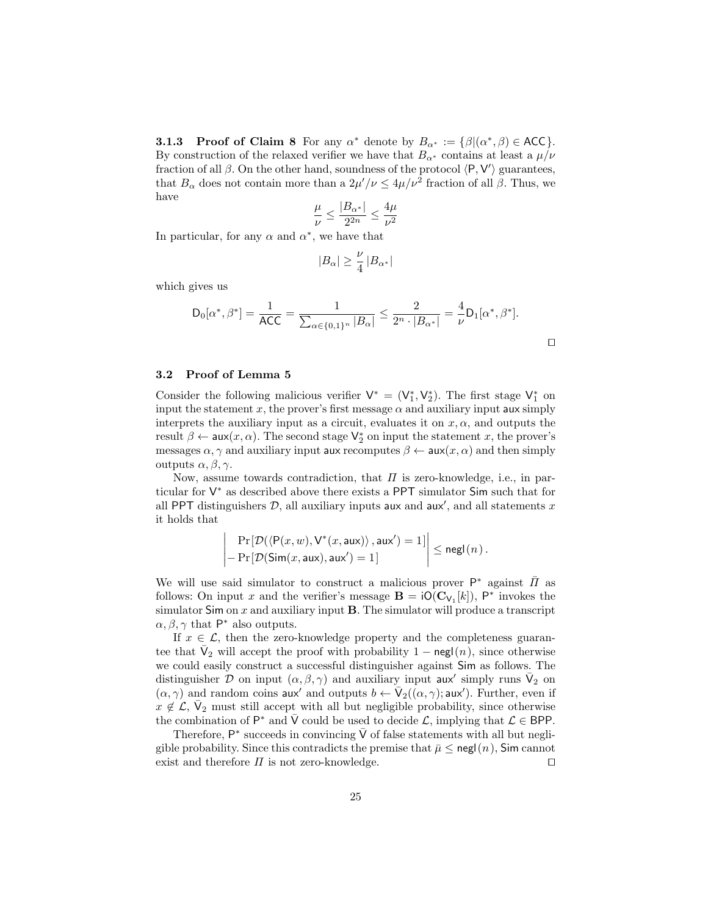#### 3.1.3 Proof of Claim 8

For any $\alpha^*$ denote by $B_{\alpha^*} := \{\beta | (\alpha^*, \beta) \in \mathsf{ACC}\}$. By construction of the relaxed verifier we have that $B_{\alpha^*}$ contains at least a $\mu/\nu$ fraction of all $\beta$. On the other hand, soundness of the protocol $\langle \mathsf{P}, \mathsf{V}' \rangle$ guarantees, that $B_\alpha$ does not contain more than a $2\mu'/\nu \leq 4\mu/\nu^2$ fraction of all $\beta$. Thus, we have

$$\frac{\mu}{\nu} \leq \frac{|B_{\alpha^*}|}{2^{2n}} \leq \frac{4\mu}{\nu^2}$$

In particular, for any $\alpha$ and $\alpha^*$, we have that

$$|B_\alpha| \geq \frac{\nu}{4} |B_{\alpha^*}|$$

which gives us

$$\mathsf{D}_0[\alpha^*, \beta^*] = \frac{1}{\mathsf{ACC}} = \frac{1}{\sum_{\alpha \in \{0,1\}^n} |B_\alpha|} \leq \frac{2}{2^n \cdot |B_{\alpha^*}|} = \frac{4}{\nu} \mathsf{D}_1[\alpha^*, \beta^*].$$

□

### 3.2 Proof of Lemma 5

Consider the following malicious verifier $\mathsf{V}^* = (\mathsf{V}_1^*, \mathsf{V}_2^*)$. The first stage $\mathsf{V}_1^*$ on input the statement $x$, the prover's first message $\alpha$ and auxiliary input $\mathsf{aux}$ simply interprets the auxiliary input as a circuit, evaluates it on $x, \alpha$, and outputs the result $\beta \leftarrow \mathsf{aux}(x, \alpha)$. The second stage $\mathsf{V}_2^*$ on input the statement $x$, the prover's messages $\alpha, \gamma$ and auxiliary input $\mathsf{aux}$ recomputes $\beta \leftarrow \mathsf{aux}(x, \alpha)$ and then simply outputs $\alpha, \beta, \gamma$.

Now, assume towards contradiction, that $\Pi$ is zero-knowledge, i.e., in particular for $\mathsf{V}^*$ as described above there exists a PPT simulator $\mathsf{Sim}$ such that for all PPT distinguishers $\mathcal{D}$, all auxiliary inputs $\mathsf{aux}$ and $\mathsf{aux}'$, and all statements $x$ it holds that

$$\left| \begin{array}{l} \Pr[\mathcal{D}(\langle \mathsf{P}(x, w), \mathsf{V}^*(x, \mathsf{aux}) \rangle, \mathsf{aux}') = 1] \\ - \Pr[\mathcal{D}(\mathsf{Sim}(x, \mathsf{aux}), \mathsf{aux}') = 1] \end{array} \right| \leq \mathsf{negl}(n).$$

We will use said simulator to construct a malicious prover $\mathsf{P}^*$ against $\bar{\Pi}$ as follows: On input $x$ and the verifier's message $\mathbf{B} = \mathsf{iO}(\mathbf{C}_{\mathsf{V}_1}[k])$, $\mathsf{P}^*$ invokes the simulator $\mathsf{Sim}$ on $x$ and auxiliary input $\mathbf{B}$. The simulator will produce a transcript $\alpha, \beta, \gamma$ that $\mathsf{P}^*$ also outputs.

If $x \in \mathcal{L}$, then the zero-knowledge property and the completeness guarantee that $\bar{\mathsf{V}}_2$ will accept the proof with probability $1 - \mathsf{negl}(n)$, since otherwise we could easily construct a successful distinguisher against $\mathsf{Sim}$ as follows. The distinguisher $\mathcal{D}$ on input $(\alpha, \beta, \gamma)$ and auxiliary input $\mathsf{aux}'$ simply runs $\bar{\mathsf{V}}_2$ on $(\alpha, \gamma)$ and random coins $\mathsf{aux}'$ and outputs $b \leftarrow \bar{\mathsf{V}}_2((\alpha, \gamma); \mathsf{aux}')$. Further, even if $x \notin \mathcal{L}$, $\bar{\mathsf{V}}_2$ must still accept with all but negligible probability, since otherwise the combination of $\mathsf{P}^*$ and $\bar{\mathsf{V}}$ could be used to decide $\mathcal{L}$, implying that $\mathcal{L} \in \mathsf{BPP}$.

Therefore, $\mathsf{P}^*$ succeeds in convincing $\bar{\mathsf{V}}$ of false statements with all but negligible probability. Since this contradicts the premise that $\bar{\mu} \leq \mathsf{negl}(n)$, $\mathsf{Sim}$ cannot exist and therefore $\Pi$ is not zero-knowledge. □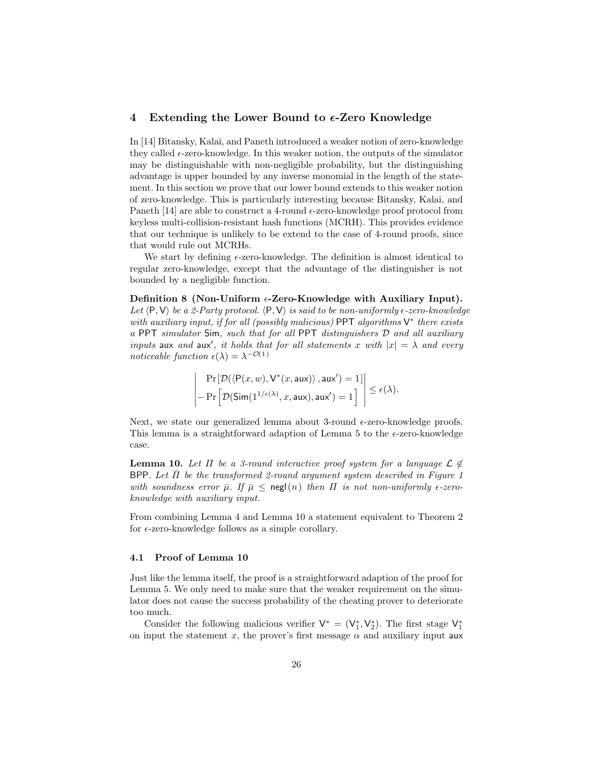## 4 Extending the Lower Bound to $\epsilon$-Zero Knowledge

In [14] Bitansky, Kalai, and Paneth introduced a weaker notion of zero-knowledge they called $\epsilon$-zero-knowledge. In this weaker notion, the outputs of the simulator may be distinguishable with non-negligible probability, but the distinguishing advantage is upper bounded by any inverse monomial in the length of the statement. In this section we prove that our lower bound extends to this weaker notion of zero-knowledge. This is particularly interesting because Bitansky, Kalai, and Paneth [14] are able to construct a 4-round $\epsilon$-zero-knowledge proof protocol from keyless multi-collision-resistant hash functions (MCRH). This provides evidence that our technique is unlikely to be extend to the case of 4-round proofs, since that would rule out MCRHs.

We start by defining $\epsilon$-zero-knowledge. The definition is almost identical to regular zero-knowledge, except that the advantage of the distinguisher is not bounded by a negligible function.

**Definition 8 (Non-Uniform $\epsilon$-Zero-Knowledge with Auxiliary Input).** *Let $\langle \mathsf{P}, \mathsf{V} \rangle$ be a 2-Party protocol. $\langle \mathsf{P}, \mathsf{V} \rangle$ is said to be non-uniformly $\epsilon$-zero-knowledge with auxiliary input, if for all (possibly malicious)* PPT *algorithms $\mathsf{V}^*$ there exists a* PPT *simulator* Sim*, such that for all* PPT *distinguishers $\mathcal{D}$ and all auxiliary inputs* aux *and* aux′*, it holds that for all statements $x$ with $|x| = \lambda$ and every noticeable function $\epsilon(\lambda) = \lambda^{-\mathcal{O}(1)}$*

$$\left| \begin{array}{l} \Pr[\mathcal{D}(\langle \mathsf{P}(x,w), \mathsf{V}^*(x, \mathsf{aux})\rangle, \mathsf{aux}') = 1] \\ - \Pr\left[\mathcal{D}(\mathsf{Sim}(1^{1/\epsilon(\lambda)}, x, \mathsf{aux}), \mathsf{aux}') = 1\right] \end{array} \right| \le \epsilon(\lambda).$$

Next, we state our generalized lemma about 3-round $\epsilon$-zero-knowledge proofs. This lemma is a straightforward adaption of Lemma 5 to the $\epsilon$-zero-knowledge case.

**Lemma 10.** *Let $\Pi$ be a 3-round interactive proof system for a language $\mathcal{L} \notin$ BPP. Let $\bar{\Pi}$ be the transformed 2-round argument system described in Figure 1 with soundness error $\bar{\mu}$. If $\bar{\mu} \le \mathsf{negl}(n)$ then $\Pi$ is not non-uniformly $\epsilon$-zero-knowledge with auxiliary input.*

From combining Lemma 4 and Lemma 10 a statement equivalent to Theorem 2 for $\epsilon$-zero-knowledge follows as a simple corollary.

### 4.1 Proof of Lemma 10

Just like the lemma itself, the proof is a straightforward adaption of the proof for Lemma 5. We only need to make sure that the weaker requirement on the simulator does not cause the success probability of the cheating prover to deteriorate too much.

Consider the following malicious verifier $\mathsf{V}^* = (\mathsf{V}_1^*, \mathsf{V}_2^*)$. The first stage $\mathsf{V}_1^*$ on input the statement $x$, the prover's first message $\alpha$ and auxiliary input aux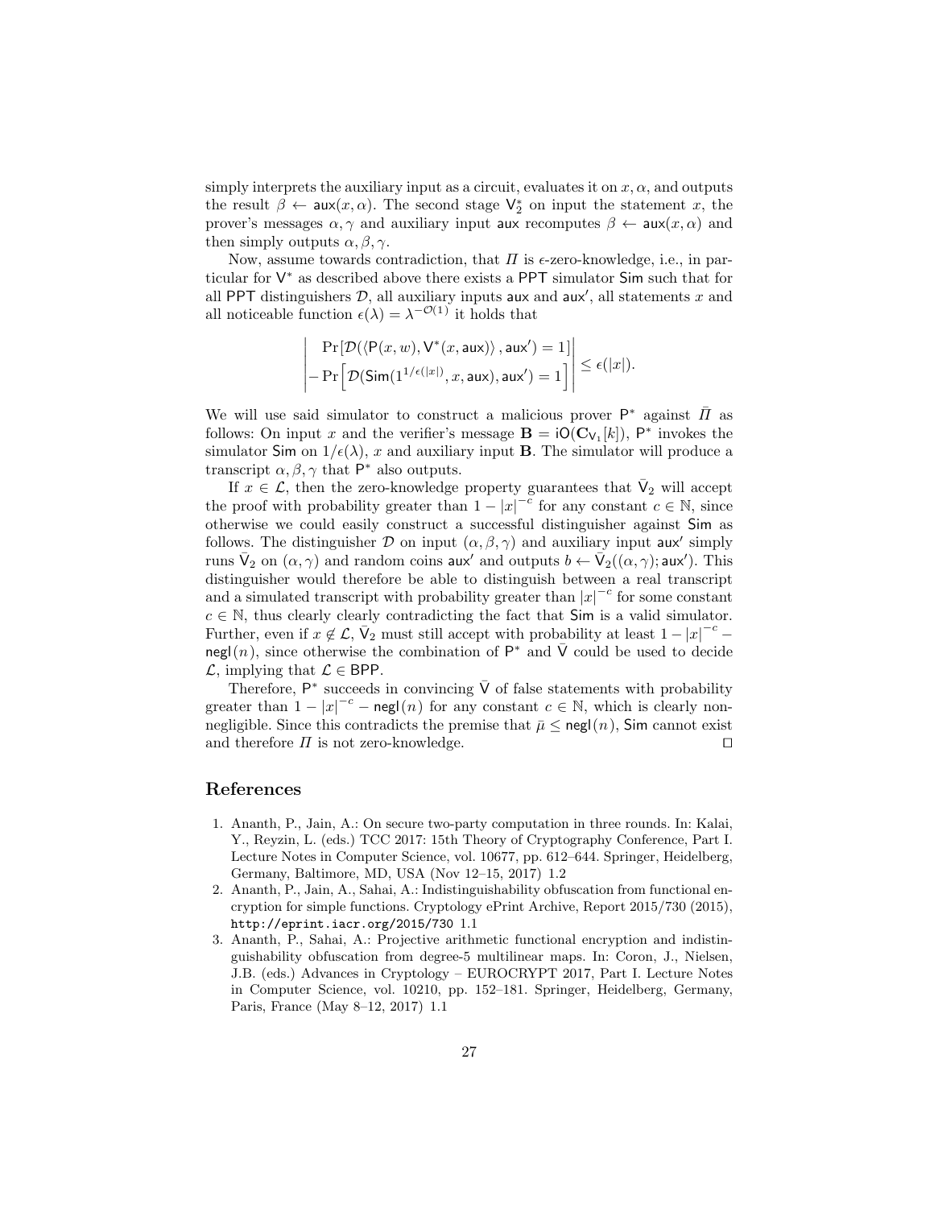simply interprets the auxiliary input as a circuit, evaluates it on $x, \alpha$, and outputs the result $\beta \leftarrow \mathsf{aux}(x, \alpha)$. The second stage $\mathsf{V}_2^*$ on input the statement $x$, the prover's messages $\alpha, \gamma$ and auxiliary input $\mathsf{aux}$ recomputes $\beta \leftarrow \mathsf{aux}(x, \alpha)$ and then simply outputs $\alpha, \beta, \gamma$.

Now, assume towards contradiction, that $\Pi$ is $\epsilon$-zero-knowledge, i.e., in particular for $\mathsf{V}^*$ as described above there exists a $\mathsf{PPT}$ simulator $\mathsf{Sim}$ such that for all $\mathsf{PPT}$ distinguishers $\mathcal{D}$, all auxiliary inputs $\mathsf{aux}$ and $\mathsf{aux}'$, all statements $x$ and all noticeable function $\epsilon(\lambda) = \lambda^{-\mathcal{O}(1)}$ it holds that

$$\left| \begin{array}{l} \Pr[\mathcal{D}(\langle \mathsf{P}(x, w), \mathsf{V}^*(x, \mathsf{aux}) \rangle, \mathsf{aux}') = 1] \\ - \Pr\left[\mathcal{D}(\mathsf{Sim}(1^{1/\epsilon(|x|)}, x, \mathsf{aux}), \mathsf{aux}') = 1\right] \end{array} \right| \leq \epsilon(|x|).$$

We will use said simulator to construct a malicious prover $\mathsf{P}^*$ against $\bar{\Pi}$ as follows: On input $x$ and the verifier's message $\mathbf{B} = \mathsf{iO}(\mathbf{C}_{\mathsf{V}_1}[k])$, $\mathsf{P}^*$ invokes the simulator $\mathsf{Sim}$ on $1/\epsilon(\lambda)$, $x$ and auxiliary input $\mathbf{B}$. The simulator will produce a transcript $\alpha, \beta, \gamma$ that $\mathsf{P}^*$ also outputs.

If $x \in \mathcal{L}$, then the zero-knowledge property guarantees that $\bar{\mathsf{V}}_2$ will accept the proof with probability greater than $1 - |x|^{-c}$ for any constant $c \in \mathbb{N}$, since otherwise we could easily construct a successful distinguisher against $\mathsf{Sim}$ as follows. The distinguisher $\mathcal{D}$ on input $(\alpha, \beta, \gamma)$ and auxiliary input $\mathsf{aux}'$ simply runs $\bar{\mathsf{V}}_2$ on $(\alpha, \gamma)$ and random coins $\mathsf{aux}'$ and outputs $b \leftarrow \bar{\mathsf{V}}_2((\alpha, \gamma); \mathsf{aux}')$. This distinguisher would therefore be able to distinguish between a real transcript and a simulated transcript with probability greater than $|x|^{-c}$ for some constant $c \in \mathbb{N}$, thus clearly clearly contradicting the fact that $\mathsf{Sim}$ is a valid simulator. Further, even if $x \notin \mathcal{L}$, $\bar{\mathsf{V}}_2$ must still accept with probability at least $1 - |x|^{-c} - \mathsf{negl}(n)$, since otherwise the combination of $\mathsf{P}^*$ and $\bar{\mathsf{V}}$ could be used to decide $\mathcal{L}$, implying that $\mathcal{L} \in \mathsf{BPP}$.

Therefore, $\mathsf{P}^*$ succeeds in convincing $\bar{\mathsf{V}}$ of false statements with probability greater than $1 - |x|^{-c} - \mathsf{negl}(n)$ for any constant $c \in \mathbb{N}$, which is clearly non-negligible. Since this contradicts the premise that $\bar{\mu} \leq \mathsf{negl}(n)$, $\mathsf{Sim}$ cannot exist and therefore $\Pi$ is not zero-knowledge. ☐

## References

1. Ananth, P., Jain, A.: On secure two-party computation in three rounds. In: Kalai, Y., Reyzin, L. (eds.) TCC 2017: 15th Theory of Cryptography Conference, Part I. Lecture Notes in Computer Science, vol. 10677, pp. 612–644. Springer, Heidelberg, Germany, Baltimore, MD, USA (Nov 12–15, 2017) 1.2
2. Ananth, P., Jain, A., Sahai, A.: Indistinguishability obfuscation from functional encryption for simple functions. Cryptology ePrint Archive, Report 2015/730 (2015), http://eprint.iacr.org/2015/730 1.1
3. Ananth, P., Sahai, A.: Projective arithmetic functional encryption and indistinguishability obfuscation from degree-5 multilinear maps. In: Coron, J., Nielsen, J.B. (eds.) Advances in Cryptology – EUROCRYPT 2017, Part I. Lecture Notes in Computer Science, vol. 10210, pp. 152–181. Springer, Heidelberg, Germany, Paris, France (May 8–12, 2017) 1.1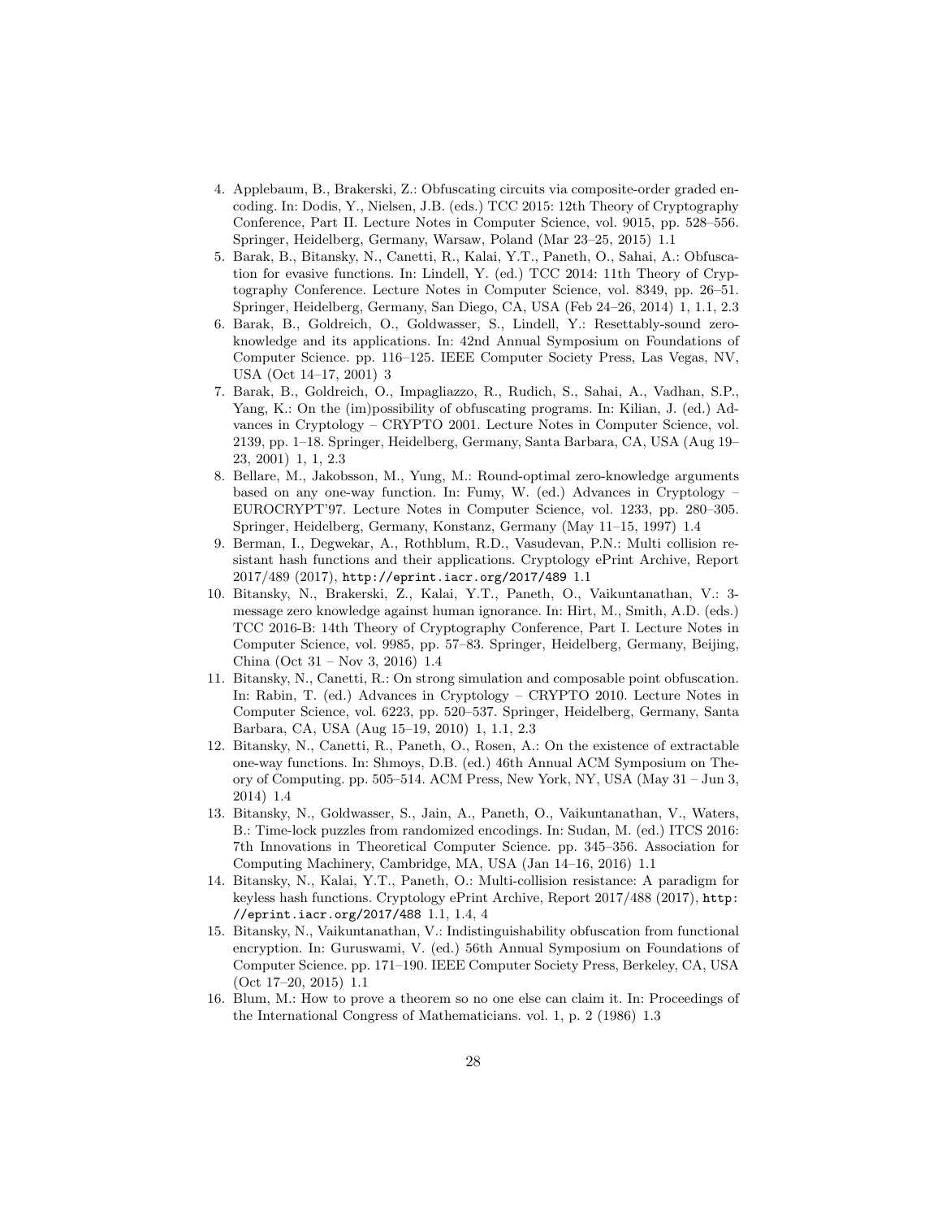4. Applebaum, B., Brakerski, Z.: Obfuscating circuits via composite-order graded encoding. In: Dodis, Y., Nielsen, J.B. (eds.) TCC 2015: 12th Theory of Cryptography Conference, Part II. Lecture Notes in Computer Science, vol. 9015, pp. 528–556. Springer, Heidelberg, Germany, Warsaw, Poland (Mar 23–25, 2015) 1.1
5. Barak, B., Bitansky, N., Canetti, R., Kalai, Y.T., Paneth, O., Sahai, A.: Obfuscation for evasive functions. In: Lindell, Y. (ed.) TCC 2014: 11th Theory of Cryptography Conference. Lecture Notes in Computer Science, vol. 8349, pp. 26–51. Springer, Heidelberg, Germany, San Diego, CA, USA (Feb 24–26, 2014) 1, 1.1, 2.3
6. Barak, B., Goldreich, O., Goldwasser, S., Lindell, Y.: Resettably-sound zero-knowledge and its applications. In: 42nd Annual Symposium on Foundations of Computer Science. pp. 116–125. IEEE Computer Society Press, Las Vegas, NV, USA (Oct 14–17, 2001) 3
7. Barak, B., Goldreich, O., Impagliazzo, R., Rudich, S., Sahai, A., Vadhan, S.P., Yang, K.: On the (im)possibility of obfuscating programs. In: Kilian, J. (ed.) Advances in Cryptology – CRYPTO 2001. Lecture Notes in Computer Science, vol. 2139, pp. 1–18. Springer, Heidelberg, Germany, Santa Barbara, CA, USA (Aug 19–23, 2001) 1, 1, 2.3
8. Bellare, M., Jakobsson, M., Yung, M.: Round-optimal zero-knowledge arguments based on any one-way function. In: Fumy, W. (ed.) Advances in Cryptology – EUROCRYPT'97. Lecture Notes in Computer Science, vol. 1233, pp. 280–305. Springer, Heidelberg, Germany, Konstanz, Germany (May 11–15, 1997) 1.4
9. Berman, I., Degwekar, A., Rothblum, R.D., Vasudevan, P.N.: Multi collision resistant hash functions and their applications. Cryptology ePrint Archive, Report 2017/489 (2017), http://eprint.iacr.org/2017/489 1.1
10. Bitansky, N., Brakerski, Z., Kalai, Y.T., Paneth, O., Vaikuntanathan, V.: 3-message zero knowledge against human ignorance. In: Hirt, M., Smith, A.D. (eds.) TCC 2016-B: 14th Theory of Cryptography Conference, Part I. Lecture Notes in Computer Science, vol. 9985, pp. 57–83. Springer, Heidelberg, Germany, Beijing, China (Oct 31 – Nov 3, 2016) 1.4
11. Bitansky, N., Canetti, R.: On strong simulation and composable point obfuscation. In: Rabin, T. (ed.) Advances in Cryptology – CRYPTO 2010. Lecture Notes in Computer Science, vol. 6223, pp. 520–537. Springer, Heidelberg, Germany, Santa Barbara, CA, USA (Aug 15–19, 2010) 1, 1.1, 2.3
12. Bitansky, N., Canetti, R., Paneth, O., Rosen, A.: On the existence of extractable one-way functions. In: Shmoys, D.B. (ed.) 46th Annual ACM Symposium on Theory of Computing. pp. 505–514. ACM Press, New York, NY, USA (May 31 – Jun 3, 2014) 1.4
13. Bitansky, N., Goldwasser, S., Jain, A., Paneth, O., Vaikuntanathan, V., Waters, B.: Time-lock puzzles from randomized encodings. In: Sudan, M. (ed.) ITCS 2016: 7th Innovations in Theoretical Computer Science. pp. 345–356. Association for Computing Machinery, Cambridge, MA, USA (Jan 14–16, 2016) 1.1
14. Bitansky, N., Kalai, Y.T., Paneth, O.: Multi-collision resistance: A paradigm for keyless hash functions. Cryptology ePrint Archive, Report 2017/488 (2017), http://eprint.iacr.org/2017/488 1.1, 1.4, 4
15. Bitansky, N., Vaikuntanathan, V.: Indistinguishability obfuscation from functional encryption. In: Guruswami, V. (ed.) 56th Annual Symposium on Foundations of Computer Science. pp. 171–190. IEEE Computer Society Press, Berkeley, CA, USA (Oct 17–20, 2015) 1.1
16. Blum, M.: How to prove a theorem so no one else can claim it. In: Proceedings of the International Congress of Mathematicians. vol. 1, p. 2 (1986) 1.3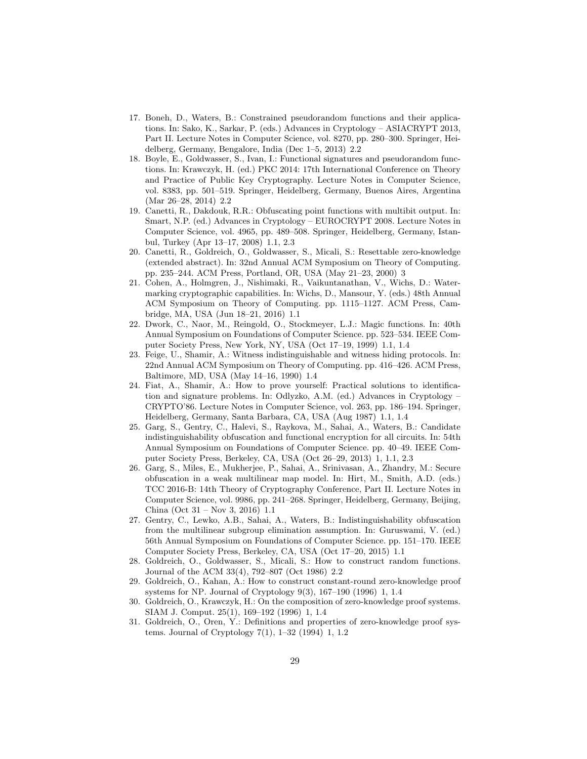17. Boneh, D., Waters, B.: Constrained pseudorandom functions and their applications. In: Sako, K., Sarkar, P. (eds.) Advances in Cryptology – ASIACRYPT 2013, Part II. Lecture Notes in Computer Science, vol. 8270, pp. 280–300. Springer, Heidelberg, Germany, Bengalore, India (Dec 1–5, 2013) 2.2
18. Boyle, E., Goldwasser, S., Ivan, I.: Functional signatures and pseudorandom functions. In: Krawczyk, H. (ed.) PKC 2014: 17th International Conference on Theory and Practice of Public Key Cryptography. Lecture Notes in Computer Science, vol. 8383, pp. 501–519. Springer, Heidelberg, Germany, Buenos Aires, Argentina (Mar 26–28, 2014) 2.2
19. Canetti, R., Dakdouk, R.R.: Obfuscating point functions with multibit output. In: Smart, N.P. (ed.) Advances in Cryptology – EUROCRYPT 2008. Lecture Notes in Computer Science, vol. 4965, pp. 489–508. Springer, Heidelberg, Germany, Istanbul, Turkey (Apr 13–17, 2008) 1.1, 2.3
20. Canetti, R., Goldreich, O., Goldwasser, S., Micali, S.: Resettable zero-knowledge (extended abstract). In: 32nd Annual ACM Symposium on Theory of Computing. pp. 235–244. ACM Press, Portland, OR, USA (May 21–23, 2000) 3
21. Cohen, A., Holmgren, J., Nishimaki, R., Vaikuntanathan, V., Wichs, D.: Watermarking cryptographic capabilities. In: Wichs, D., Mansour, Y. (eds.) 48th Annual ACM Symposium on Theory of Computing. pp. 1115–1127. ACM Press, Cambridge, MA, USA (Jun 18–21, 2016) 1.1
22. Dwork, C., Naor, M., Reingold, O., Stockmeyer, L.J.: Magic functions. In: 40th Annual Symposium on Foundations of Computer Science. pp. 523–534. IEEE Computer Society Press, New York, NY, USA (Oct 17–19, 1999) 1.1, 1.4
23. Feige, U., Shamir, A.: Witness indistinguishable and witness hiding protocols. In: 22nd Annual ACM Symposium on Theory of Computing. pp. 416–426. ACM Press, Baltimore, MD, USA (May 14–16, 1990) 1.4
24. Fiat, A., Shamir, A.: How to prove yourself: Practical solutions to identification and signature problems. In: Odlyzko, A.M. (ed.) Advances in Cryptology – CRYPTO'86. Lecture Notes in Computer Science, vol. 263, pp. 186–194. Springer, Heidelberg, Germany, Santa Barbara, CA, USA (Aug 1987) 1.1, 1.4
25. Garg, S., Gentry, C., Halevi, S., Raykova, M., Sahai, A., Waters, B.: Candidate indistinguishability obfuscation and functional encryption for all circuits. In: 54th Annual Symposium on Foundations of Computer Science. pp. 40–49. IEEE Computer Society Press, Berkeley, CA, USA (Oct 26–29, 2013) 1, 1.1, 2.3
26. Garg, S., Miles, E., Mukherjee, P., Sahai, A., Srinivasan, A., Zhandry, M.: Secure obfuscation in a weak multilinear map model. In: Hirt, M., Smith, A.D. (eds.) TCC 2016-B: 14th Theory of Cryptography Conference, Part II. Lecture Notes in Computer Science, vol. 9986, pp. 241–268. Springer, Heidelberg, Germany, Beijing, China (Oct 31 – Nov 3, 2016) 1.1
27. Gentry, C., Lewko, A.B., Sahai, A., Waters, B.: Indistinguishability obfuscation from the multilinear subgroup elimination assumption. In: Guruswami, V. (ed.) 56th Annual Symposium on Foundations of Computer Science. pp. 151–170. IEEE Computer Society Press, Berkeley, CA, USA (Oct 17–20, 2015) 1.1
28. Goldreich, O., Goldwasser, S., Micali, S.: How to construct random functions. Journal of the ACM 33(4), 792–807 (Oct 1986) 2.2
29. Goldreich, O., Kahan, A.: How to construct constant-round zero-knowledge proof systems for NP. Journal of Cryptology 9(3), 167–190 (1996) 1, 1.4
30. Goldreich, O., Krawczyk, H.: On the composition of zero-knowledge proof systems. SIAM J. Comput. 25(1), 169–192 (1996) 1, 1.4
31. Goldreich, O., Oren, Y.: Definitions and properties of zero-knowledge proof systems. Journal of Cryptology 7(1), 1–32 (1994) 1, 1.2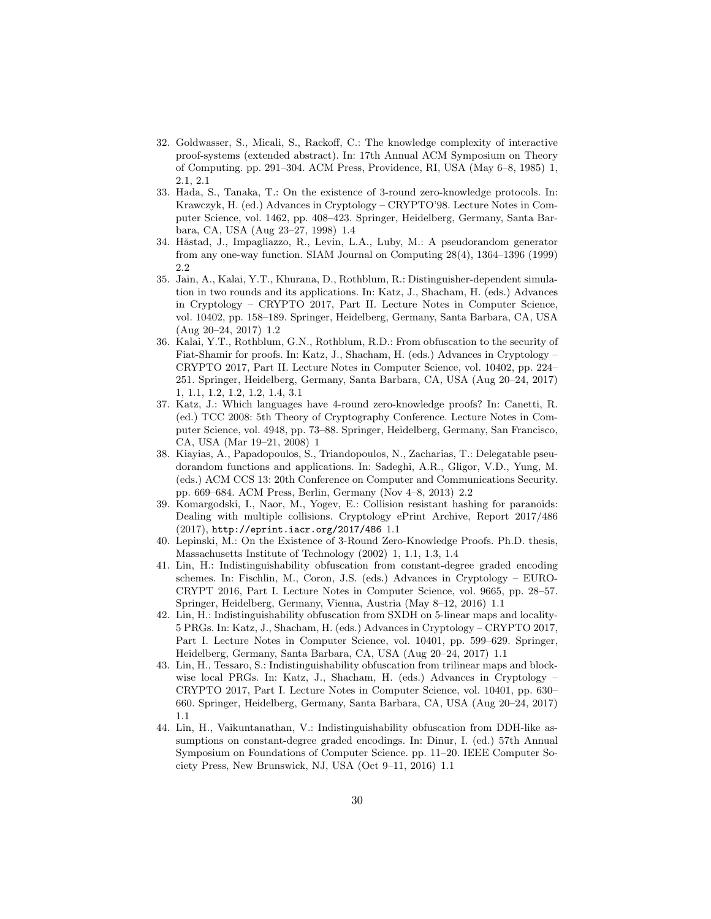32. Goldwasser, S., Micali, S., Rackoff, C.: The knowledge complexity of interactive proof-systems (extended abstract). In: 17th Annual ACM Symposium on Theory of Computing. pp. 291–304. ACM Press, Providence, RI, USA (May 6–8, 1985) 1, 2.1, 2.1
33. Hada, S., Tanaka, T.: On the existence of 3-round zero-knowledge protocols. In: Krawczyk, H. (ed.) Advances in Cryptology – CRYPTO'98. Lecture Notes in Computer Science, vol. 1462, pp. 408–423. Springer, Heidelberg, Germany, Santa Barbara, CA, USA (Aug 23–27, 1998) 1.4
34. Håstad, J., Impagliazzo, R., Levin, L.A., Luby, M.: A pseudorandom generator from any one-way function. SIAM Journal on Computing 28(4), 1364–1396 (1999) 2.2
35. Jain, A., Kalai, Y.T., Khurana, D., Rothblum, R.: Distinguisher-dependent simulation in two rounds and its applications. In: Katz, J., Shacham, H. (eds.) Advances in Cryptology – CRYPTO 2017, Part II. Lecture Notes in Computer Science, vol. 10402, pp. 158–189. Springer, Heidelberg, Germany, Santa Barbara, CA, USA (Aug 20–24, 2017) 1.2
36. Kalai, Y.T., Rothblum, G.N., Rothblum, R.D.: From obfuscation to the security of Fiat-Shamir for proofs. In: Katz, J., Shacham, H. (eds.) Advances in Cryptology – CRYPTO 2017, Part II. Lecture Notes in Computer Science, vol. 10402, pp. 224–251. Springer, Heidelberg, Germany, Santa Barbara, CA, USA (Aug 20–24, 2017) 1, 1.1, 1.2, 1.2, 1.2, 1.4, 3.1
37. Katz, J.: Which languages have 4-round zero-knowledge proofs? In: Canetti, R. (ed.) TCC 2008: 5th Theory of Cryptography Conference. Lecture Notes in Computer Science, vol. 4948, pp. 73–88. Springer, Heidelberg, Germany, San Francisco, CA, USA (Mar 19–21, 2008) 1
38. Kiayias, A., Papadopoulos, S., Triandopoulos, N., Zacharias, T.: Delegatable pseudorandom functions and applications. In: Sadeghi, A.R., Gligor, V.D., Yung, M. (eds.) ACM CCS 13: 20th Conference on Computer and Communications Security. pp. 669–684. ACM Press, Berlin, Germany (Nov 4–8, 2013) 2.2
39. Komargodski, I., Naor, M., Yogev, E.: Collision resistant hashing for paranoids: Dealing with multiple collisions. Cryptology ePrint Archive, Report 2017/486 (2017), `http://eprint.iacr.org/2017/486` 1.1
40. Lepinski, M.: On the Existence of 3-Round Zero-Knowledge Proofs. Ph.D. thesis, Massachusetts Institute of Technology (2002) 1, 1.1, 1.3, 1.4
41. Lin, H.: Indistinguishability obfuscation from constant-degree graded encoding schemes. In: Fischlin, M., Coron, J.S. (eds.) Advances in Cryptology – EUROCRYPT 2016, Part I. Lecture Notes in Computer Science, vol. 9665, pp. 28–57. Springer, Heidelberg, Germany, Vienna, Austria (May 8–12, 2016) 1.1
42. Lin, H.: Indistinguishability obfuscation from SXDH on 5-linear maps and locality-5 PRGs. In: Katz, J., Shacham, H. (eds.) Advances in Cryptology – CRYPTO 2017, Part I. Lecture Notes in Computer Science, vol. 10401, pp. 599–629. Springer, Heidelberg, Germany, Santa Barbara, CA, USA (Aug 20–24, 2017) 1.1
43. Lin, H., Tessaro, S.: Indistinguishability obfuscation from trilinear maps and block-wise local PRGs. In: Katz, J., Shacham, H. (eds.) Advances in Cryptology – CRYPTO 2017, Part I. Lecture Notes in Computer Science, vol. 10401, pp. 630–660. Springer, Heidelberg, Germany, Santa Barbara, CA, USA (Aug 20–24, 2017) 1.1
44. Lin, H., Vaikuntanathan, V.: Indistinguishability obfuscation from DDH-like assumptions on constant-degree graded encodings. In: Dinur, I. (ed.) 57th Annual Symposium on Foundations of Computer Science. pp. 11–20. IEEE Computer Society Press, New Brunswick, NJ, USA (Oct 9–11, 2016) 1.1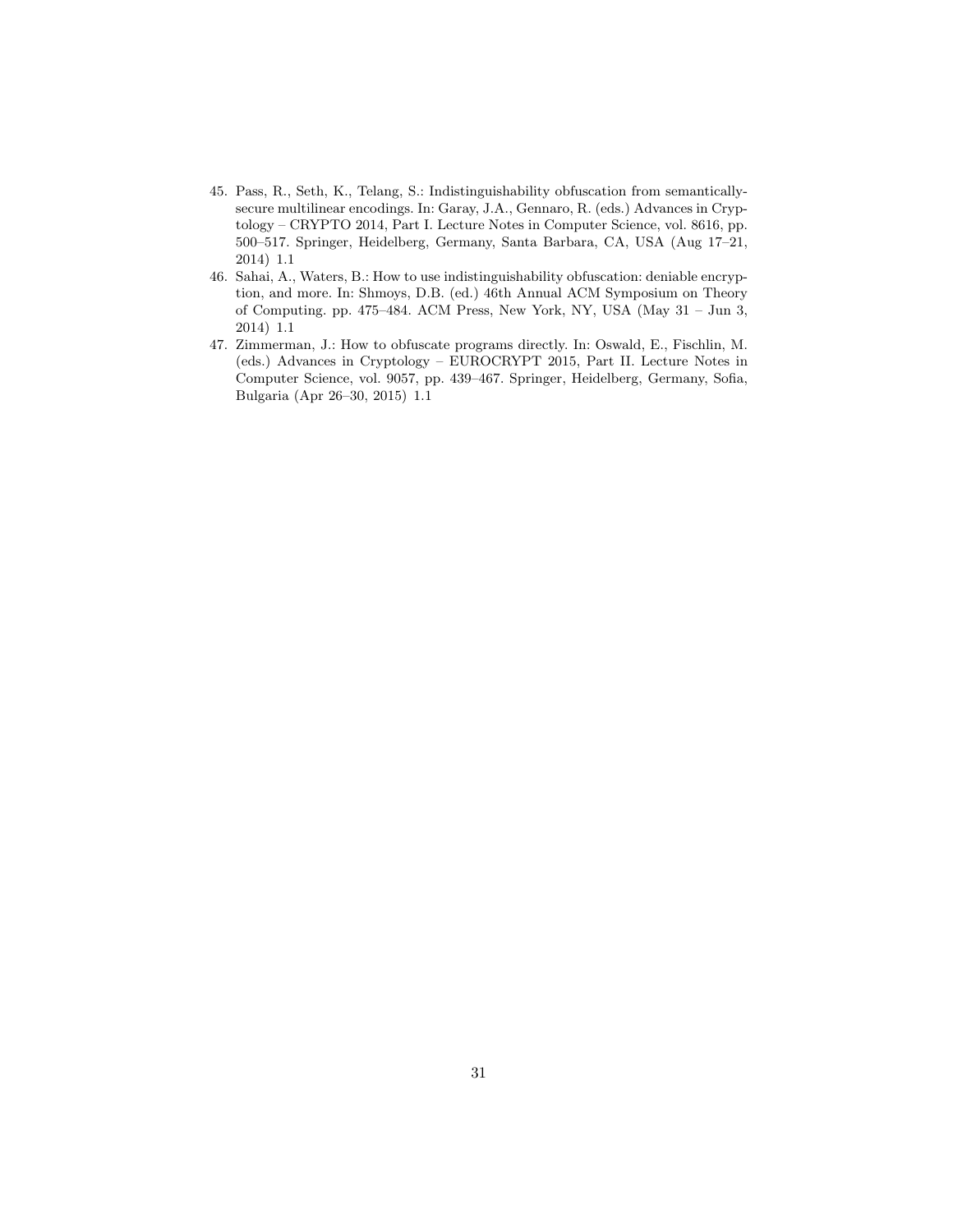45. Pass, R., Seth, K., Telang, S.: Indistinguishability obfuscation from semantically-secure multilinear encodings. In: Garay, J.A., Gennaro, R. (eds.) Advances in Cryptology – CRYPTO 2014, Part I. Lecture Notes in Computer Science, vol. 8616, pp. 500–517. Springer, Heidelberg, Germany, Santa Barbara, CA, USA (Aug 17–21, 2014) 1.1
46. Sahai, A., Waters, B.: How to use indistinguishability obfuscation: deniable encryption, and more. In: Shmoys, D.B. (ed.) 46th Annual ACM Symposium on Theory of Computing. pp. 475–484. ACM Press, New York, NY, USA (May 31 – Jun 3, 2014) 1.1
47. Zimmerman, J.: How to obfuscate programs directly. In: Oswald, E., Fischlin, M. (eds.) Advances in Cryptology – EUROCRYPT 2015, Part II. Lecture Notes in Computer Science, vol. 9057, pp. 439–467. Springer, Heidelberg, Germany, Sofia, Bulgaria (Apr 26–30, 2015) 1.1